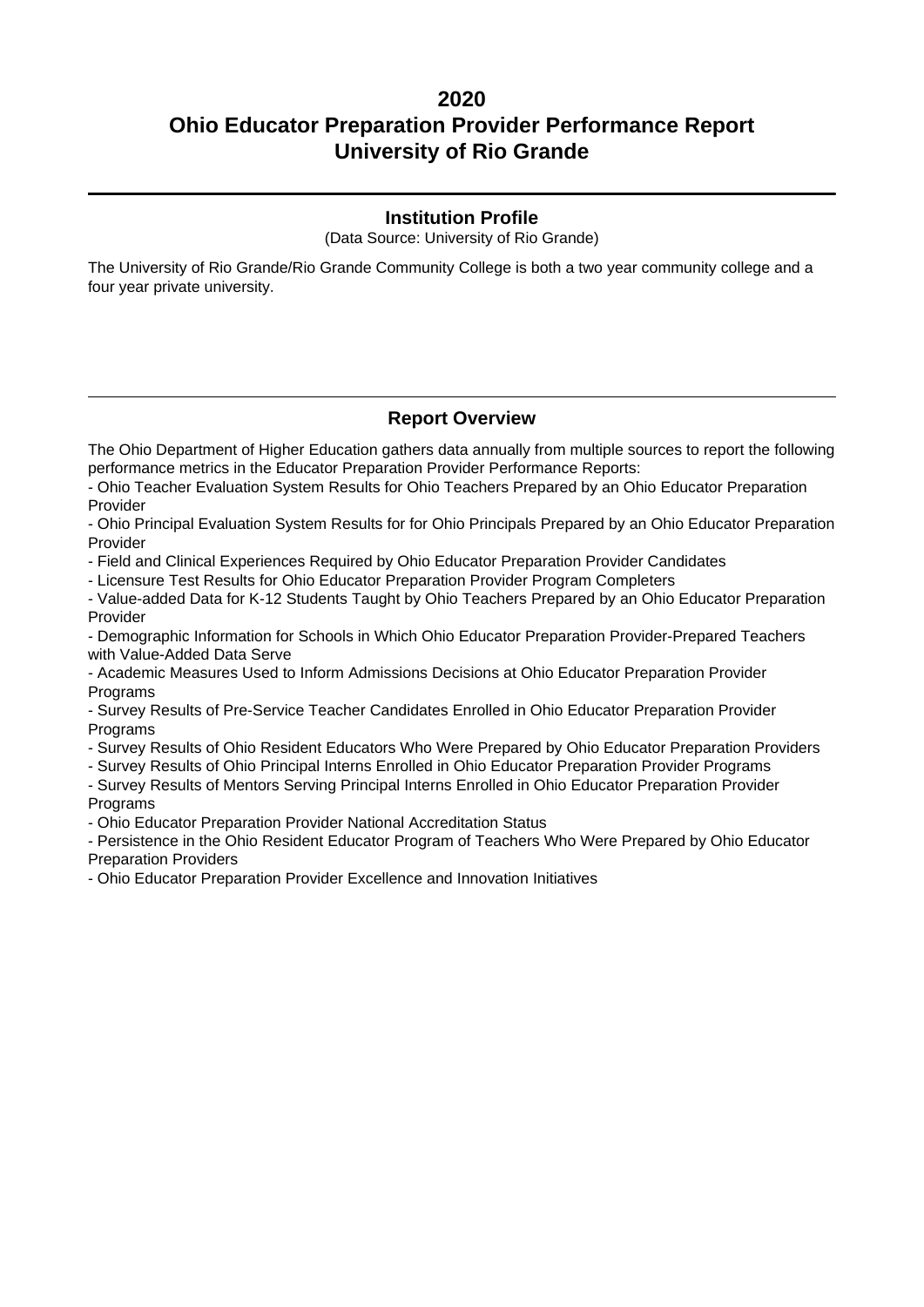# 2020
# Ohio Educator Preparation Provider Performance Report
# University of Rio Grande

---

## Institution Profile

(Data Source: University of Rio Grande)

The University of Rio Grande/Rio Grande Community College is both a two year community college and a four year private university.

---

## Report Overview

The Ohio Department of Higher Education gathers data annually from multiple sources to report the following performance metrics in the Educator Preparation Provider Performance Reports:

- Ohio Teacher Evaluation System Results for Ohio Teachers Prepared by an Ohio Educator Preparation Provider
- Ohio Principal Evaluation System Results for for Ohio Principals Prepared by an Ohio Educator Preparation Provider
- Field and Clinical Experiences Required by Ohio Educator Preparation Provider Candidates
- Licensure Test Results for Ohio Educator Preparation Provider Program Completers
- Value-added Data for K-12 Students Taught by Ohio Teachers Prepared by an Ohio Educator Preparation Provider
- Demographic Information for Schools in Which Ohio Educator Preparation Provider-Prepared Teachers with Value-Added Data Serve
- Academic Measures Used to Inform Admissions Decisions at Ohio Educator Preparation Provider Programs
- Survey Results of Pre-Service Teacher Candidates Enrolled in Ohio Educator Preparation Provider Programs
- Survey Results of Ohio Resident Educators Who Were Prepared by Ohio Educator Preparation Providers
- Survey Results of Ohio Principal Interns Enrolled in Ohio Educator Preparation Provider Programs
- Survey Results of Mentors Serving Principal Interns Enrolled in Ohio Educator Preparation Provider Programs
- Ohio Educator Preparation Provider National Accreditation Status
- Persistence in the Ohio Resident Educator Program of Teachers Who Were Prepared by Ohio Educator Preparation Providers
- Ohio Educator Preparation Provider Excellence and Innovation Initiatives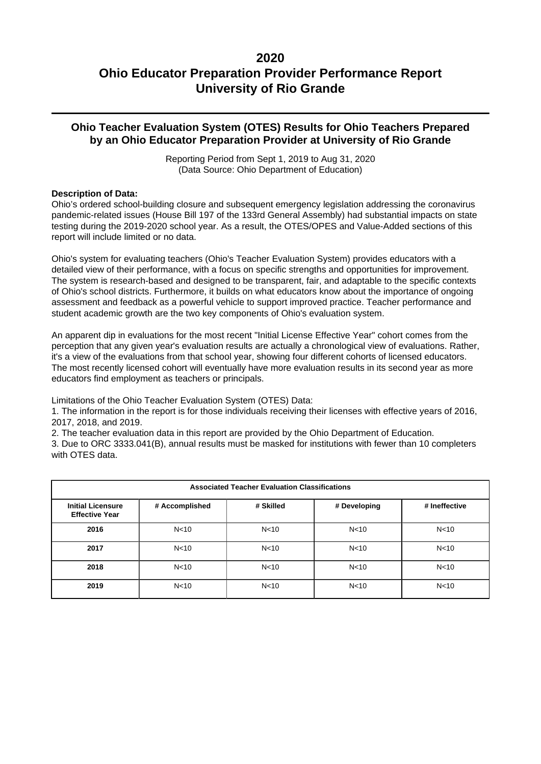# 2020
# Ohio Educator Preparation Provider Performance Report
# University of Rio Grande

## Ohio Teacher Evaluation System (OTES) Results for Ohio Teachers Prepared by an Ohio Educator Preparation Provider at University of Rio Grande

Reporting Period from Sept 1, 2019 to Aug 31, 2020
(Data Source: Ohio Department of Education)

**Description of Data:**

Ohio's ordered school-building closure and subsequent emergency legislation addressing the coronavirus pandemic-related issues (House Bill 197 of the 133rd General Assembly) had substantial impacts on state testing during the 2019-2020 school year. As a result, the OTES/OPES and Value-Added sections of this report will include limited or no data.

Ohio's system for evaluating teachers (Ohio's Teacher Evaluation System) provides educators with a detailed view of their performance, with a focus on specific strengths and opportunities for improvement. The system is research-based and designed to be transparent, fair, and adaptable to the specific contexts of Ohio's school districts. Furthermore, it builds on what educators know about the importance of ongoing assessment and feedback as a powerful vehicle to support improved practice. Teacher performance and student academic growth are the two key components of Ohio's evaluation system.

An apparent dip in evaluations for the most recent "Initial License Effective Year" cohort comes from the perception that any given year's evaluation results are actually a chronological view of evaluations. Rather, it's a view of the evaluations from that school year, showing four different cohorts of licensed educators. The most recently licensed cohort will eventually have more evaluation results in its second year as more educators find employment as teachers or principals.

Limitations of the Ohio Teacher Evaluation System (OTES) Data:

1. The information in the report is for those individuals receiving their licenses with effective years of 2016, 2017, 2018, and 2019.
2. The teacher evaluation data in this report are provided by the Ohio Department of Education.
3. Due to ORC 3333.041(B), annual results must be masked for institutions with fewer than 10 completers with OTES data.

| Associated Teacher Evaluation Classifications | | | | |
|---|---|---|---|---|
| **Initial Licensure Effective Year** | **# Accomplished** | **# Skilled** | **# Developing** | **# Ineffective** |
| **2016** | N<10 | N<10 | N<10 | N<10 |
| **2017** | N<10 | N<10 | N<10 | N<10 |
| **2018** | N<10 | N<10 | N<10 | N<10 |
| **2019** | N<10 | N<10 | N<10 | N<10 |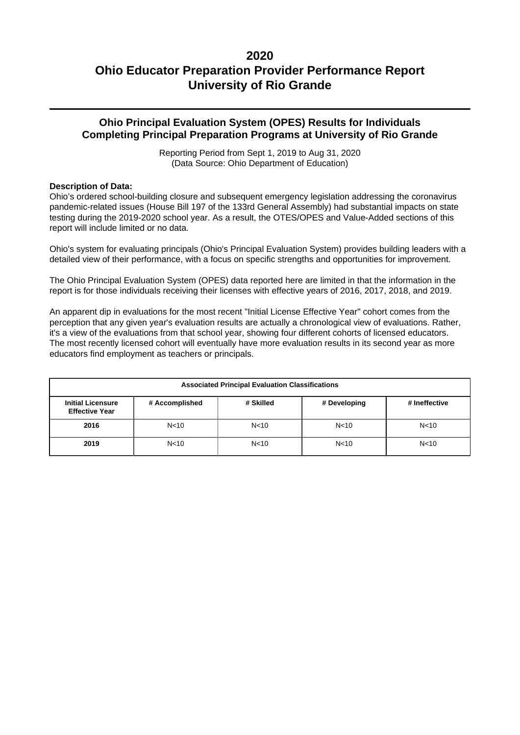# 2020
# Ohio Educator Preparation Provider Performance Report
# University of Rio Grande

## Ohio Principal Evaluation System (OPES) Results for Individuals Completing Principal Preparation Programs at University of Rio Grande

Reporting Period from Sept 1, 2019 to Aug 31, 2020
(Data Source: Ohio Department of Education)

**Description of Data:**
Ohio's ordered school-building closure and subsequent emergency legislation addressing the coronavirus pandemic-related issues (House Bill 197 of the 133rd General Assembly) had substantial impacts on state testing during the 2019-2020 school year. As a result, the OTES/OPES and Value-Added sections of this report will include limited or no data.

Ohio's system for evaluating principals (Ohio's Principal Evaluation System) provides building leaders with a detailed view of their performance, with a focus on specific strengths and opportunities for improvement.

The Ohio Principal Evaluation System (OPES) data reported here are limited in that the information in the report is for those individuals receiving their licenses with effective years of 2016, 2017, 2018, and 2019.

An apparent dip in evaluations for the most recent "Initial License Effective Year" cohort comes from the perception that any given year's evaluation results are actually a chronological view of evaluations. Rather, it's a view of the evaluations from that school year, showing four different cohorts of licensed educators. The most recently licensed cohort will eventually have more evaluation results in its second year as more educators find employment as teachers or principals.

| Associated Principal Evaluation Classifications | | | | |
|---|---|---|---|---|
| **Initial Licensure Effective Year** | **# Accomplished** | **# Skilled** | **# Developing** | **# Ineffective** |
| **2016** | N<10 | N<10 | N<10 | N<10 |
| **2019** | N<10 | N<10 | N<10 | N<10 |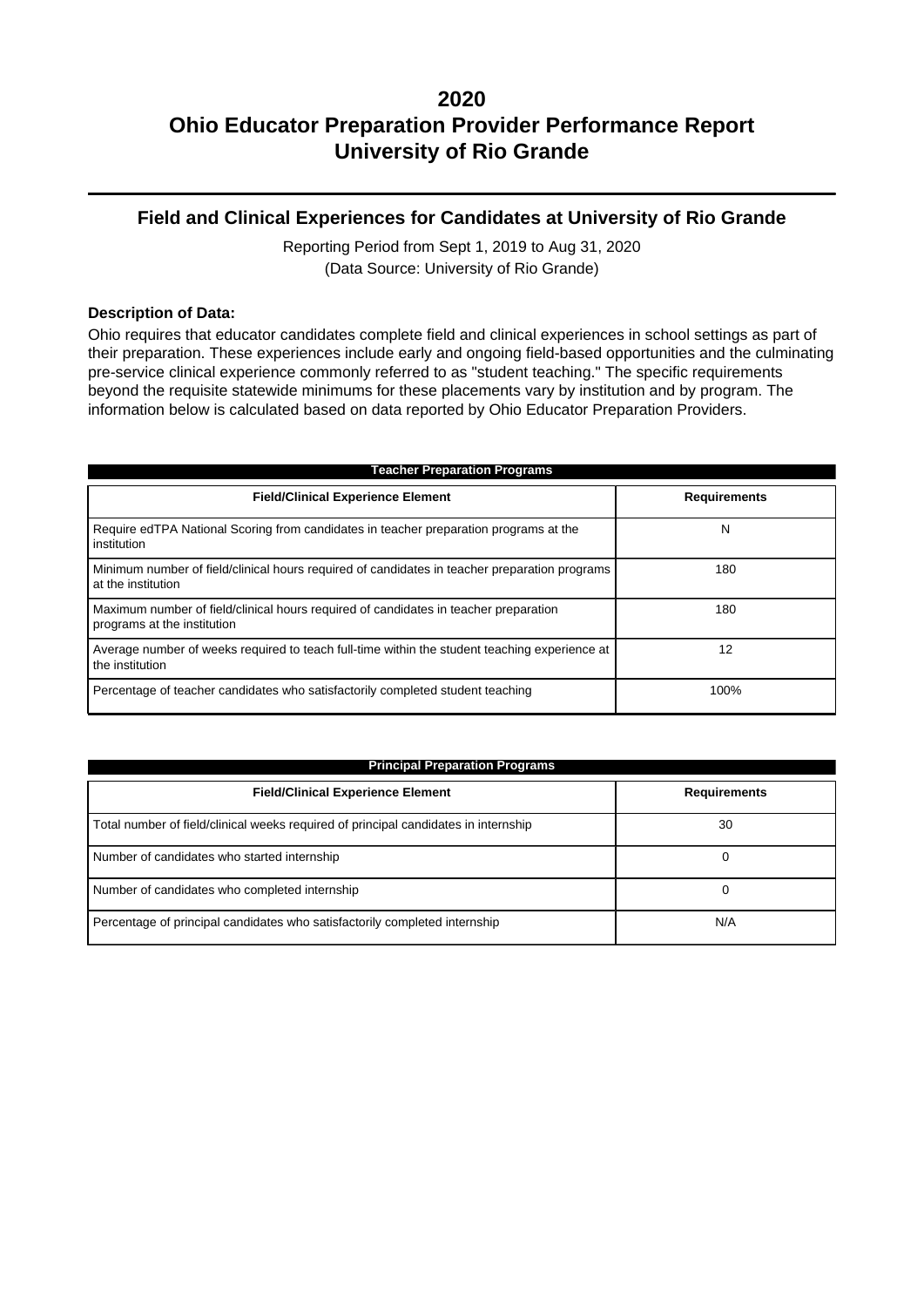# 2020
# Ohio Educator Preparation Provider Performance Report
# University of Rio Grande

## Field and Clinical Experiences for Candidates at University of Rio Grande

Reporting Period from Sept 1, 2019 to Aug 31, 2020
(Data Source: University of Rio Grande)

**Description of Data:**

Ohio requires that educator candidates complete field and clinical experiences in school settings as part of their preparation. These experiences include early and ongoing field-based opportunities and the culminating pre-service clinical experience commonly referred to as "student teaching." The specific requirements beyond the requisite statewide minimums for these placements vary by institution and by program. The information below is calculated based on data reported by Ohio Educator Preparation Providers.

**Teacher Preparation Programs**

| Field/Clinical Experience Element | Requirements |
| --- | --- |
| Require edTPA National Scoring from candidates in teacher preparation programs at the institution | N |
| Minimum number of field/clinical hours required of candidates in teacher preparation programs at the institution | 180 |
| Maximum number of field/clinical hours required of candidates in teacher preparation programs at the institution | 180 |
| Average number of weeks required to teach full-time within the student teaching experience at the institution | 12 |
| Percentage of teacher candidates who satisfactorily completed student teaching | 100% |

**Principal Preparation Programs**

| Field/Clinical Experience Element | Requirements |
| --- | --- |
| Total number of field/clinical weeks required of principal candidates in internship | 30 |
| Number of candidates who started internship | 0 |
| Number of candidates who completed internship | 0 |
| Percentage of principal candidates who satisfactorily completed internship | N/A |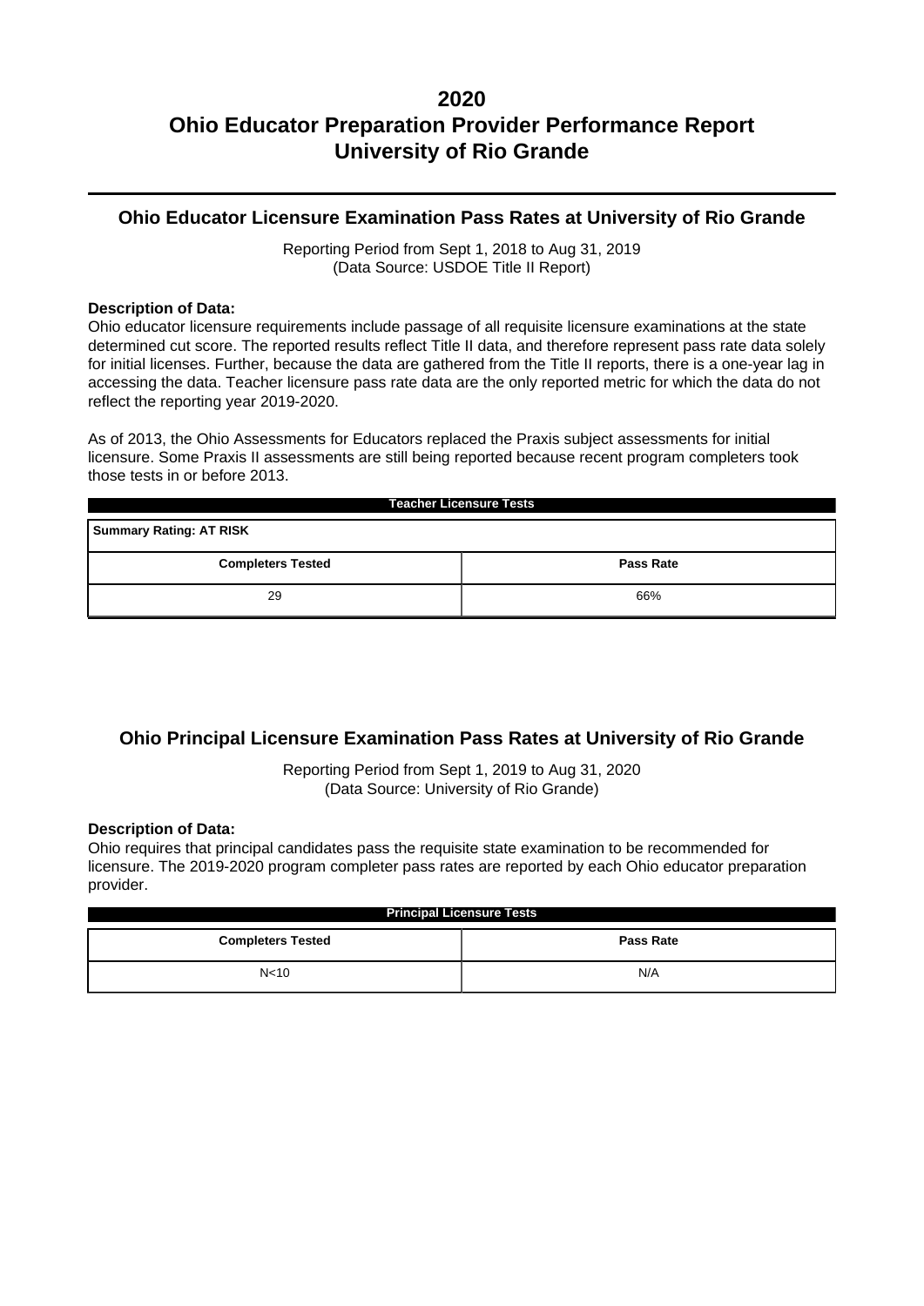# 2020
# Ohio Educator Preparation Provider Performance Report
# University of Rio Grande

---

## Ohio Educator Licensure Examination Pass Rates at University of Rio Grande

Reporting Period from Sept 1, 2018 to Aug 31, 2019
(Data Source: USDOE Title II Report)

**Description of Data:**
Ohio educator licensure requirements include passage of all requisite licensure examinations at the state determined cut score. The reported results reflect Title II data, and therefore represent pass rate data solely for initial licenses. Further, because the data are gathered from the Title II reports, there is a one-year lag in accessing the data. Teacher licensure pass rate data are the only reported metric for which the data do not reflect the reporting year 2019-2020.

As of 2013, the Ohio Assessments for Educators replaced the Praxis subject assessments for initial licensure. Some Praxis II assessments are still being reported because recent program completers took those tests in or before 2013.

| Teacher Licensure Tests | |
|---|---|
| **Summary Rating: AT RISK** | |
| **Completers Tested** | **Pass Rate** |
| 29 | 66% |

## Ohio Principal Licensure Examination Pass Rates at University of Rio Grande

Reporting Period from Sept 1, 2019 to Aug 31, 2020
(Data Source: University of Rio Grande)

**Description of Data:**
Ohio requires that principal candidates pass the requisite state examination to be recommended for licensure. The 2019-2020 program completer pass rates are reported by each Ohio educator preparation provider.

| Principal Licensure Tests | |
|---|---|
| **Completers Tested** | **Pass Rate** |
| N<10 | N/A |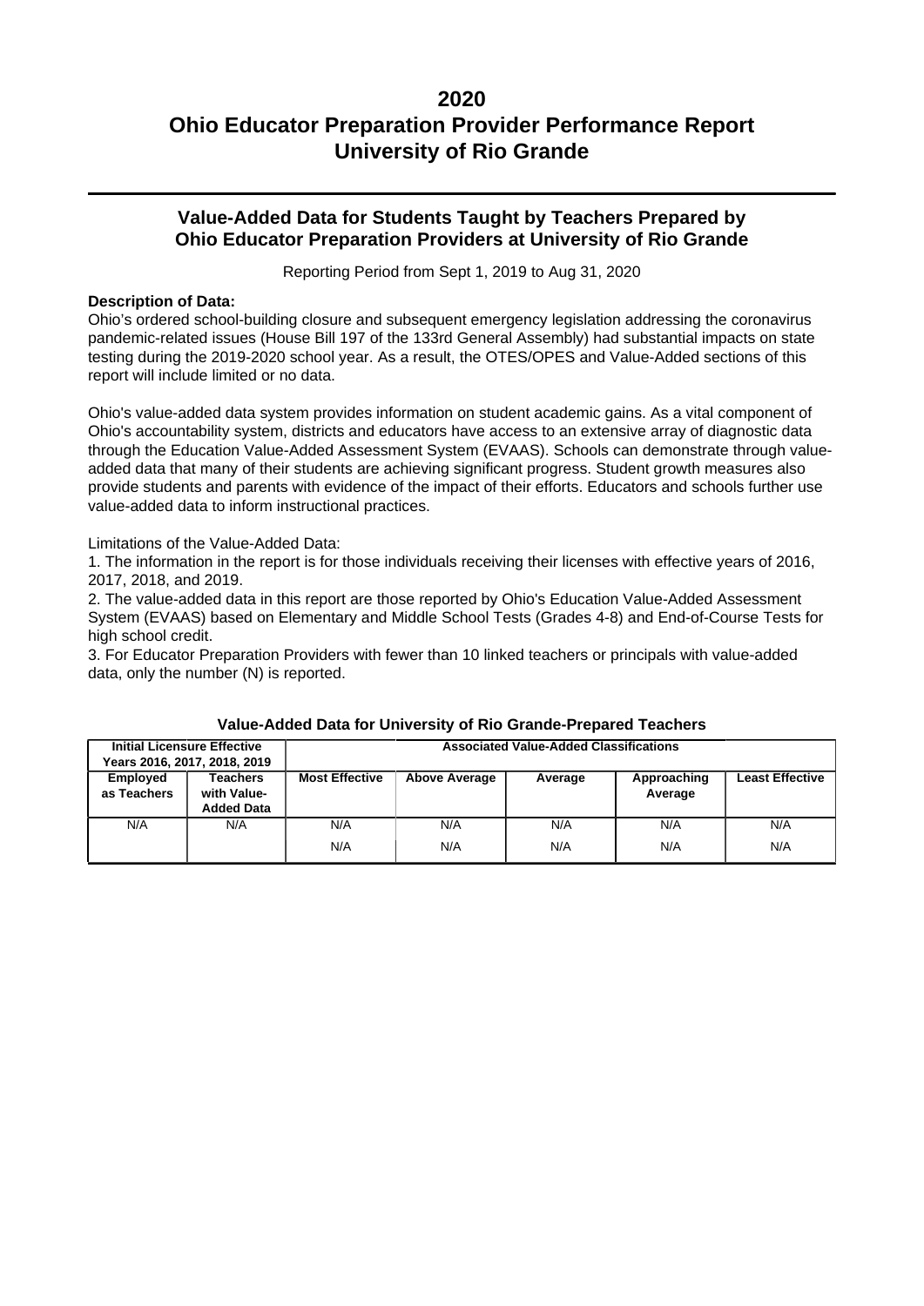# 2020
# Ohio Educator Preparation Provider Performance Report
# University of Rio Grande

## Value-Added Data for Students Taught by Teachers Prepared by Ohio Educator Preparation Providers at University of Rio Grande

Reporting Period from Sept 1, 2019 to Aug 31, 2020

**Description of Data:**
Ohio’s ordered school-building closure and subsequent emergency legislation addressing the coronavirus pandemic-related issues (House Bill 197 of the 133rd General Assembly) had substantial impacts on state testing during the 2019-2020 school year. As a result, the OTES/OPES and Value-Added sections of this report will include limited or no data.

Ohio's value-added data system provides information on student academic gains. As a vital component of Ohio's accountability system, districts and educators have access to an extensive array of diagnostic data through the Education Value-Added Assessment System (EVAAS). Schools can demonstrate through value-added data that many of their students are achieving significant progress. Student growth measures also provide students and parents with evidence of the impact of their efforts. Educators and schools further use value-added data to inform instructional practices.

Limitations of the Value-Added Data:
1. The information in the report is for those individuals receiving their licenses with effective years of 2016, 2017, 2018, and 2019.
2. The value-added data in this report are those reported by Ohio's Education Value-Added Assessment System (EVAAS) based on Elementary and Middle School Tests (Grades 4-8) and End-of-Course Tests for high school credit.
3. For Educator Preparation Providers with fewer than 10 linked teachers or principals with value-added data, only the number (N) is reported.

**Value-Added Data for University of Rio Grande-Prepared Teachers**

| Initial Licensure Effective Years 2016, 2017, 2018, 2019 | | Associated Value-Added Classifications | | | | |
|---|---|---|---|---|---|---|
| **Employed as Teachers** | **Teachers with Value-Added Data** | **Most Effective** | **Above Average** | **Average** | **Approaching Average** | **Least Effective** |
| N/A | N/A | N/A | N/A | N/A | N/A | N/A |
| | | N/A | N/A | N/A | N/A | N/A |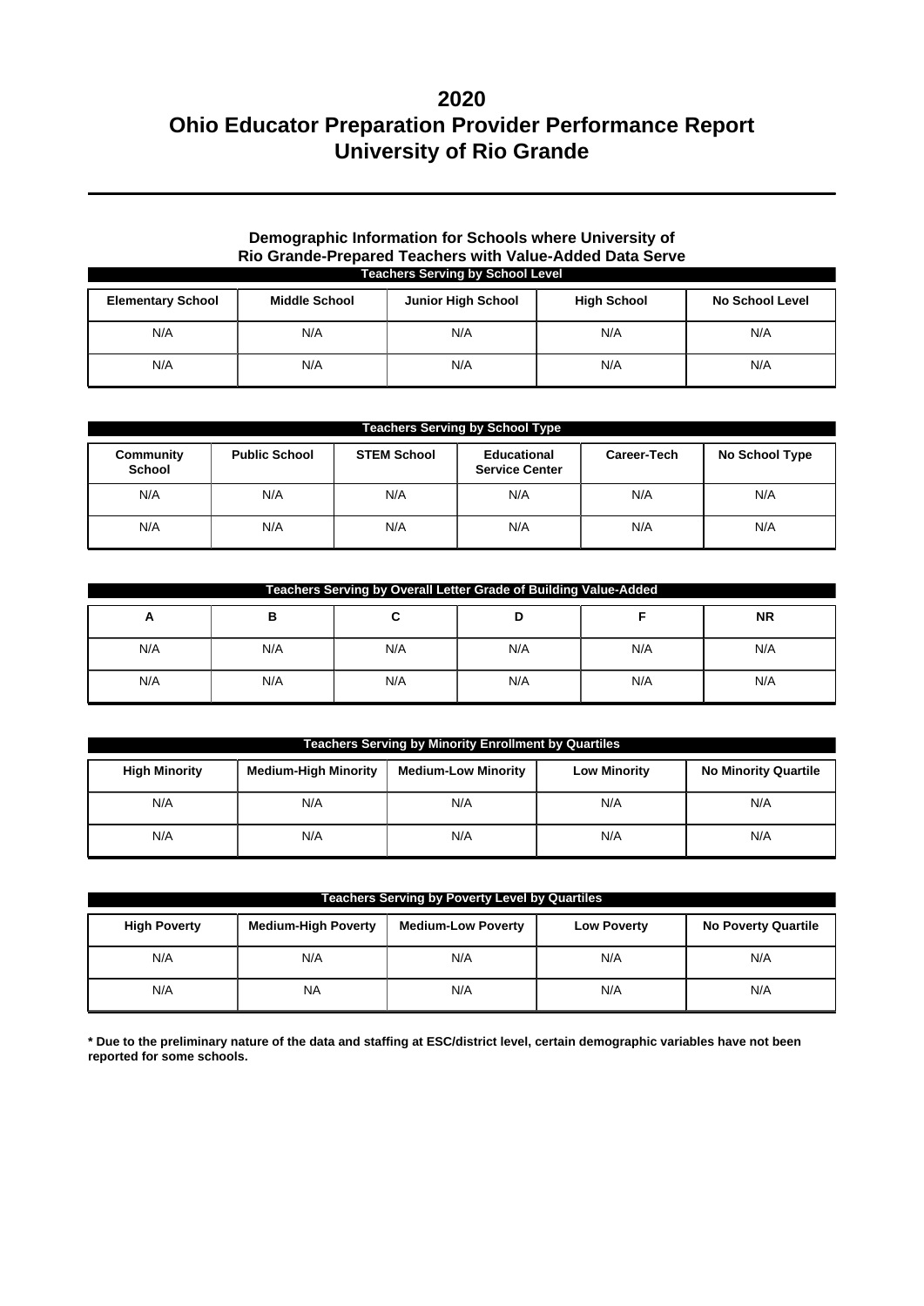# 2020
# Ohio Educator Preparation Provider Performance Report
# University of Rio Grande

### Demographic Information for Schools where University of Rio Grande-Prepared Teachers with Value-Added Data Serve

**Teachers Serving by School Level**

| Elementary School | Middle School | Junior High School | High School | No School Level |
|---|---|---|---|---|
| N/A | N/A | N/A | N/A | N/A |
| N/A | N/A | N/A | N/A | N/A |

**Teachers Serving by School Type**

| Community School | Public School | STEM School | Educational Service Center | Career-Tech | No School Type |
|---|---|---|---|---|---|
| N/A | N/A | N/A | N/A | N/A | N/A |
| N/A | N/A | N/A | N/A | N/A | N/A |

**Teachers Serving by Overall Letter Grade of Building Value-Added**

| A | B | C | D | F | NR |
|---|---|---|---|---|---|
| N/A | N/A | N/A | N/A | N/A | N/A |
| N/A | N/A | N/A | N/A | N/A | N/A |

**Teachers Serving by Minority Enrollment by Quartiles**

| High Minority | Medium-High Minority | Medium-Low Minority | Low Minority | No Minority Quartile |
|---|---|---|---|---|
| N/A | N/A | N/A | N/A | N/A |
| N/A | N/A | N/A | N/A | N/A |

**Teachers Serving by Poverty Level by Quartiles**

| High Poverty | Medium-High Poverty | Medium-Low Poverty | Low Poverty | No Poverty Quartile |
|---|---|---|---|---|
| N/A | N/A | N/A | N/A | N/A |
| N/A | NA | N/A | N/A | N/A |

**\* Due to the preliminary nature of the data and staffing at ESC/district level, certain demographic variables have not been reported for some schools.**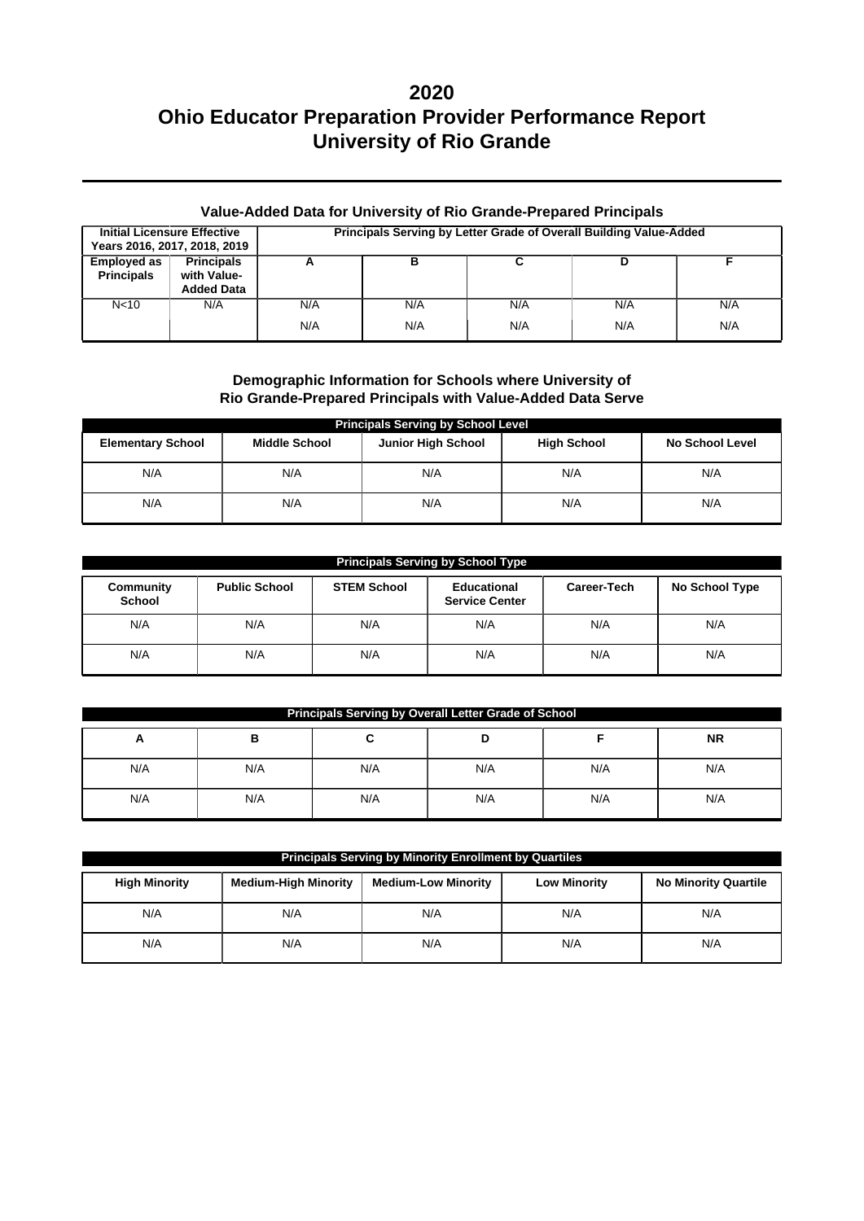# 2020
# Ohio Educator Preparation Provider Performance Report
# University of Rio Grande

### Value-Added Data for University of Rio Grande-Prepared Principals

| Initial Licensure Effective Years 2016, 2017, 2018, 2019 | | Principals Serving by Letter Grade of Overall Building Value-Added | | | | |
|---|---|---|---|---|---|---|
| Employed as Principals | Principals with Value-Added Data | A | B | C | D | F |
| N<10 | N/A | N/A | N/A | N/A | N/A | N/A |
| | | N/A | N/A | N/A | N/A | N/A |

### Demographic Information for Schools where University of Rio Grande-Prepared Principals with Value-Added Data Serve

| Principals Serving by School Level | | | | |
|---|---|---|---|---|
| Elementary School | Middle School | Junior High School | High School | No School Level |
| N/A | N/A | N/A | N/A | N/A |
| N/A | N/A | N/A | N/A | N/A |

| Principals Serving by School Type | | | | | |
|---|---|---|---|---|---|
| Community School | Public School | STEM School | Educational Service Center | Career-Tech | No School Type |
| N/A | N/A | N/A | N/A | N/A | N/A |
| N/A | N/A | N/A | N/A | N/A | N/A |

| Principals Serving by Overall Letter Grade of School | | | | | |
|---|---|---|---|---|---|
| A | B | C | D | F | NR |
| N/A | N/A | N/A | N/A | N/A | N/A |
| N/A | N/A | N/A | N/A | N/A | N/A |

| Principals Serving by Minority Enrollment by Quartiles | | | | |
|---|---|---|---|---|
| High Minority | Medium-High Minority | Medium-Low Minority | Low Minority | No Minority Quartile |
| N/A | N/A | N/A | N/A | N/A |
| N/A | N/A | N/A | N/A | N/A |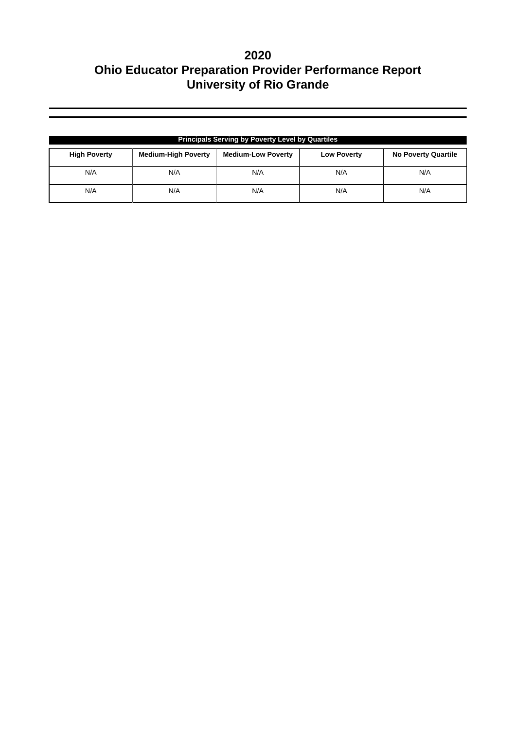# 2020
# Ohio Educator Preparation Provider Performance Report
# University of Rio Grande

| Principals Serving by Poverty Level by Quartiles | | | | |
|---|---|---|---|---|
| **High Poverty** | **Medium-High Poverty** | **Medium-Low Poverty** | **Low Poverty** | **No Poverty Quartile** |
| N/A | N/A | N/A | N/A | N/A |
| N/A | N/A | N/A | N/A | N/A |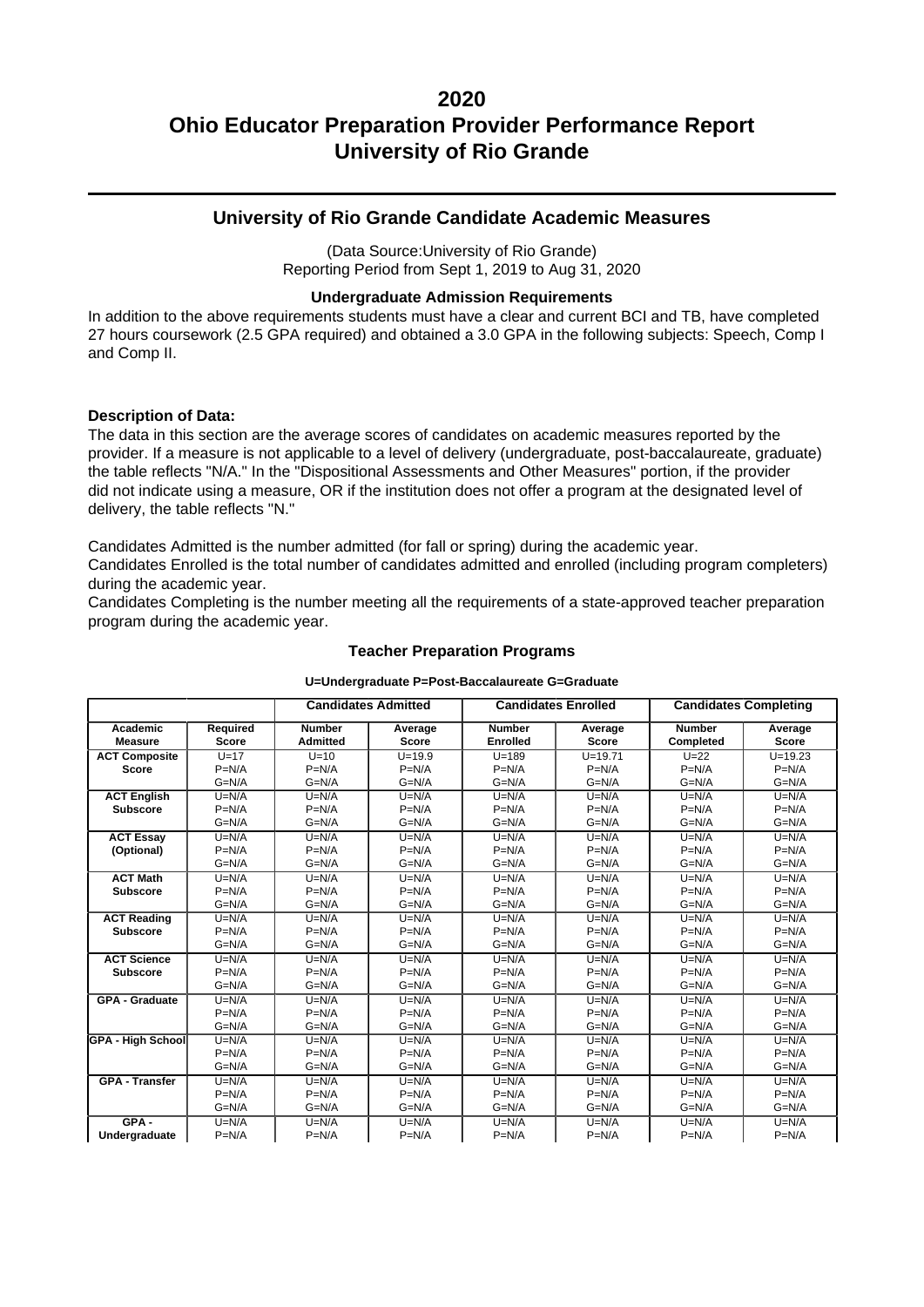# 2020
# Ohio Educator Preparation Provider Performance Report
# University of Rio Grande

## University of Rio Grande Candidate Academic Measures

(Data Source:University of Rio Grande)
Reporting Period from Sept 1, 2019 to Aug 31, 2020

### Undergraduate Admission Requirements

In addition to the above requirements students must have a clear and current BCI and TB, have completed 27 hours coursework (2.5 GPA required) and obtained a 3.0 GPA in the following subjects: Speech, Comp I and Comp II.

**Description of Data:**

The data in this section are the average scores of candidates on academic measures reported by the provider. If a measure is not applicable to a level of delivery (undergraduate, post-baccalaureate, graduate) the table reflects "N/A." In the "Dispositional Assessments and Other Measures" portion, if the provider did not indicate using a measure, OR if the institution does not offer a program at the designated level of delivery, the table reflects "N."

Candidates Admitted is the number admitted (for fall or spring) during the academic year.
Candidates Enrolled is the total number of candidates admitted and enrolled (including program completers) during the academic year.
Candidates Completing is the number meeting all the requirements of a state-approved teacher preparation program during the academic year.

### Teacher Preparation Programs

**U=Undergraduate P=Post-Baccalaureate G=Graduate**

| | | Candidates Admitted | | Candidates Enrolled | | Candidates Completing | |
|---|---|---|---|---|---|---|---|
| **Academic Measure** | **Required Score** | **Number Admitted** | **Average Score** | **Number Enrolled** | **Average Score** | **Number Completed** | **Average Score** |
| **ACT Composite Score** | U=17<br>P=N/A<br>G=N/A | U=10<br>P=N/A<br>G=N/A | U=19.9<br>P=N/A<br>G=N/A | U=189<br>P=N/A<br>G=N/A | U=19.71<br>P=N/A<br>G=N/A | U=22<br>P=N/A<br>G=N/A | U=19.23<br>P=N/A<br>G=N/A |
| **ACT English Subscore** | U=N/A<br>P=N/A<br>G=N/A | U=N/A<br>P=N/A<br>G=N/A | U=N/A<br>P=N/A<br>G=N/A | U=N/A<br>P=N/A<br>G=N/A | U=N/A<br>P=N/A<br>G=N/A | U=N/A<br>P=N/A<br>G=N/A | U=N/A<br>P=N/A<br>G=N/A |
| **ACT Essay (Optional)** | U=N/A<br>P=N/A<br>G=N/A | U=N/A<br>P=N/A<br>G=N/A | U=N/A<br>P=N/A<br>G=N/A | U=N/A<br>P=N/A<br>G=N/A | U=N/A<br>P=N/A<br>G=N/A | U=N/A<br>P=N/A<br>G=N/A | U=N/A<br>P=N/A<br>G=N/A |
| **ACT Math Subscore** | U=N/A<br>P=N/A<br>G=N/A | U=N/A<br>P=N/A<br>G=N/A | U=N/A<br>P=N/A<br>G=N/A | U=N/A<br>P=N/A<br>G=N/A | U=N/A<br>P=N/A<br>G=N/A | U=N/A<br>P=N/A<br>G=N/A | U=N/A<br>P=N/A<br>G=N/A |
| **ACT Reading Subscore** | U=N/A<br>P=N/A<br>G=N/A | U=N/A<br>P=N/A<br>G=N/A | U=N/A<br>P=N/A<br>G=N/A | U=N/A<br>P=N/A<br>G=N/A | U=N/A<br>P=N/A<br>G=N/A | U=N/A<br>P=N/A<br>G=N/A | U=N/A<br>P=N/A<br>G=N/A |
| **ACT Science Subscore** | U=N/A<br>P=N/A<br>G=N/A | U=N/A<br>P=N/A<br>G=N/A | U=N/A<br>P=N/A<br>G=N/A | U=N/A<br>P=N/A<br>G=N/A | U=N/A<br>P=N/A<br>G=N/A | U=N/A<br>P=N/A<br>G=N/A | U=N/A<br>P=N/A<br>G=N/A |
| **GPA - Graduate** | U=N/A<br>P=N/A<br>G=N/A | U=N/A<br>P=N/A<br>G=N/A | U=N/A<br>P=N/A<br>G=N/A | U=N/A<br>P=N/A<br>G=N/A | U=N/A<br>P=N/A<br>G=N/A | U=N/A<br>P=N/A<br>G=N/A | U=N/A<br>P=N/A<br>G=N/A |
| **GPA - High School** | U=N/A<br>P=N/A<br>G=N/A | U=N/A<br>P=N/A<br>G=N/A | U=N/A<br>P=N/A<br>G=N/A | U=N/A<br>P=N/A<br>G=N/A | U=N/A<br>P=N/A<br>G=N/A | U=N/A<br>P=N/A<br>G=N/A | U=N/A<br>P=N/A<br>G=N/A |
| **GPA - Transfer** | U=N/A<br>P=N/A<br>G=N/A | U=N/A<br>P=N/A<br>G=N/A | U=N/A<br>P=N/A<br>G=N/A | U=N/A<br>P=N/A<br>G=N/A | U=N/A<br>P=N/A<br>G=N/A | U=N/A<br>P=N/A<br>G=N/A | U=N/A<br>P=N/A<br>G=N/A |
| **GPA - Undergraduate** | U=N/A<br>P=N/A | U=N/A<br>P=N/A | U=N/A<br>P=N/A | U=N/A<br>P=N/A | U=N/A<br>P=N/A | U=N/A<br>P=N/A | U=N/A<br>P=N/A |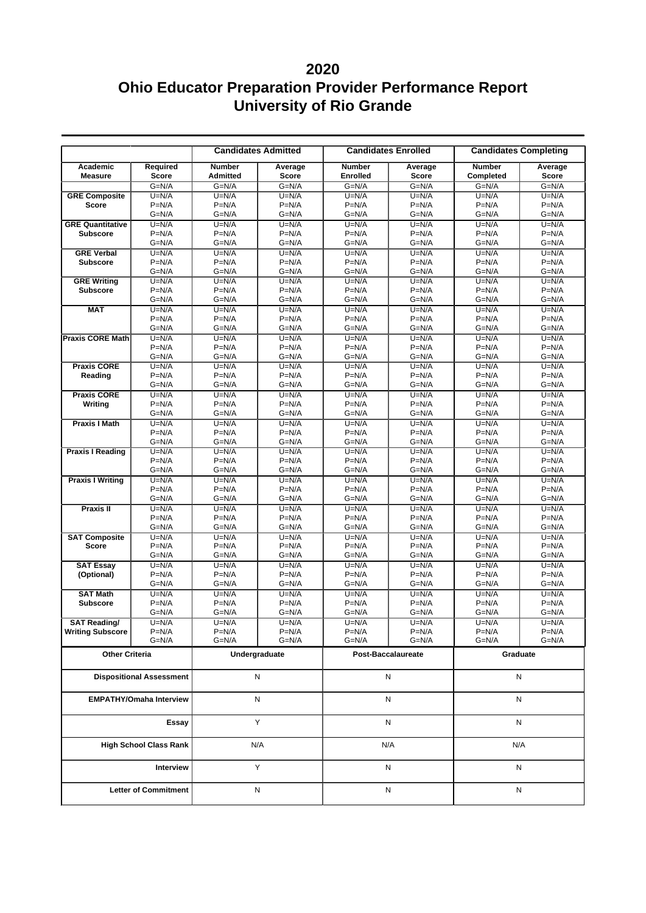# 2020
# Ohio Educator Preparation Provider Performance Report
# University of Rio Grande

| | | Candidates Admitted | | Candidates Enrolled | | Candidates Completing | |
|---|---|---|---|---|---|---|---|
| **Academic Measure** | **Required Score** | **Number Admitted** | **Average Score** | **Number Enrolled** | **Average Score** | **Number Completed** | **Average Score** |
| **GRE Composite Score** | G=N/A<br>U=N/A<br>P=N/A | G=N/A<br>U=N/A<br>P=N/A | G=N/A<br>U=N/A<br>P=N/A | G=N/A<br>U=N/A<br>P=N/A | G=N/A<br>U=N/A<br>P=N/A | G=N/A<br>U=N/A<br>P=N/A | G=N/A<br>U=N/A<br>P=N/A |
| **GRE Quantitative Subscore** | G=N/A<br>U=N/A<br>P=N/A | G=N/A<br>U=N/A<br>P=N/A | G=N/A<br>U=N/A<br>P=N/A | G=N/A<br>U=N/A<br>P=N/A | G=N/A<br>U=N/A<br>P=N/A | G=N/A<br>U=N/A<br>P=N/A | G=N/A<br>U=N/A<br>P=N/A |
| **GRE Verbal Subscore** | G=N/A<br>U=N/A<br>P=N/A | G=N/A<br>U=N/A<br>P=N/A | G=N/A<br>U=N/A<br>P=N/A | G=N/A<br>U=N/A<br>P=N/A | G=N/A<br>U=N/A<br>P=N/A | G=N/A<br>U=N/A<br>P=N/A | G=N/A<br>U=N/A<br>P=N/A |
| **GRE Writing Subscore** | G=N/A<br>U=N/A<br>P=N/A | G=N/A<br>U=N/A<br>P=N/A | G=N/A<br>U=N/A<br>P=N/A | G=N/A<br>U=N/A<br>P=N/A | G=N/A<br>U=N/A<br>P=N/A | G=N/A<br>U=N/A<br>P=N/A | G=N/A<br>U=N/A<br>P=N/A |
| **MAT** | G=N/A<br>U=N/A<br>P=N/A | G=N/A<br>U=N/A<br>P=N/A | G=N/A<br>U=N/A<br>P=N/A | G=N/A<br>U=N/A<br>P=N/A | G=N/A<br>U=N/A<br>P=N/A | G=N/A<br>U=N/A<br>P=N/A | G=N/A<br>U=N/A<br>P=N/A |
| **Praxis CORE Math** | G=N/A<br>U=N/A<br>P=N/A | G=N/A<br>U=N/A<br>P=N/A | G=N/A<br>U=N/A<br>P=N/A | G=N/A<br>U=N/A<br>P=N/A | G=N/A<br>U=N/A<br>P=N/A | G=N/A<br>U=N/A<br>P=N/A | G=N/A<br>U=N/A<br>P=N/A |
| **Praxis CORE Reading** | G=N/A<br>U=N/A<br>P=N/A | G=N/A<br>U=N/A<br>P=N/A | G=N/A<br>U=N/A<br>P=N/A | G=N/A<br>U=N/A<br>P=N/A | G=N/A<br>U=N/A<br>P=N/A | G=N/A<br>U=N/A<br>P=N/A | G=N/A<br>U=N/A<br>P=N/A |
| **Praxis CORE Writing** | G=N/A<br>U=N/A<br>P=N/A | G=N/A<br>U=N/A<br>P=N/A | G=N/A<br>U=N/A<br>P=N/A | G=N/A<br>U=N/A<br>P=N/A | G=N/A<br>U=N/A<br>P=N/A | G=N/A<br>U=N/A<br>P=N/A | G=N/A<br>U=N/A<br>P=N/A |
| **Praxis I Math** | G=N/A<br>U=N/A<br>P=N/A | G=N/A<br>U=N/A<br>P=N/A | G=N/A<br>U=N/A<br>P=N/A | G=N/A<br>U=N/A<br>P=N/A | G=N/A<br>U=N/A<br>P=N/A | G=N/A<br>U=N/A<br>P=N/A | G=N/A<br>U=N/A<br>P=N/A |
| **Praxis I Reading** | G=N/A<br>U=N/A<br>P=N/A | G=N/A<br>U=N/A<br>P=N/A | G=N/A<br>U=N/A<br>P=N/A | G=N/A<br>U=N/A<br>P=N/A | G=N/A<br>U=N/A<br>P=N/A | G=N/A<br>U=N/A<br>P=N/A | G=N/A<br>U=N/A<br>P=N/A |
| **Praxis I Writing** | G=N/A<br>U=N/A<br>P=N/A | G=N/A<br>U=N/A<br>P=N/A | G=N/A<br>U=N/A<br>P=N/A | G=N/A<br>U=N/A<br>P=N/A | G=N/A<br>U=N/A<br>P=N/A | G=N/A<br>U=N/A<br>P=N/A | G=N/A<br>U=N/A<br>P=N/A |
| **Praxis II** | G=N/A<br>U=N/A<br>P=N/A | G=N/A<br>U=N/A<br>P=N/A | G=N/A<br>U=N/A<br>P=N/A | G=N/A<br>U=N/A<br>P=N/A | G=N/A<br>U=N/A<br>P=N/A | G=N/A<br>U=N/A<br>P=N/A | G=N/A<br>U=N/A<br>P=N/A |
| **SAT Composite Score** | G=N/A<br>U=N/A<br>P=N/A | G=N/A<br>U=N/A<br>P=N/A | G=N/A<br>U=N/A<br>P=N/A | G=N/A<br>U=N/A<br>P=N/A | G=N/A<br>U=N/A<br>P=N/A | G=N/A<br>U=N/A<br>P=N/A | G=N/A<br>U=N/A<br>P=N/A |
| **SAT Essay (Optional)** | G=N/A<br>U=N/A<br>P=N/A | G=N/A<br>U=N/A<br>P=N/A | G=N/A<br>U=N/A<br>P=N/A | G=N/A<br>U=N/A<br>P=N/A | G=N/A<br>U=N/A<br>P=N/A | G=N/A<br>U=N/A<br>P=N/A | G=N/A<br>U=N/A<br>P=N/A |
| **SAT Math Subscore** | G=N/A<br>U=N/A<br>P=N/A | G=N/A<br>U=N/A<br>P=N/A | G=N/A<br>U=N/A<br>P=N/A | G=N/A<br>U=N/A<br>P=N/A | G=N/A<br>U=N/A<br>P=N/A | G=N/A<br>U=N/A<br>P=N/A | G=N/A<br>U=N/A<br>P=N/A |
| **SAT Reading/ Writing Subscore** | G=N/A<br>U=N/A<br>P=N/A | G=N/A<br>U=N/A<br>P=N/A | G=N/A<br>U=N/A<br>P=N/A | G=N/A<br>U=N/A<br>P=N/A | G=N/A<br>U=N/A<br>P=N/A | G=N/A<br>U=N/A<br>P=N/A | G=N/A<br>U=N/A<br>P=N/A |

| Other Criteria | Undergraduate | Post-Baccalaureate | Graduate |
|---|---|---|---|
| **Dispositional Assessment** | N | N | N |
| **EMPATHY/Omaha Interview** | N | N | N |
| **Essay** | Y | N | N |
| **High School Class Rank** | N/A | N/A | N/A |
| **Interview** | Y | N | N |
| **Letter of Commitment** | N | N | N |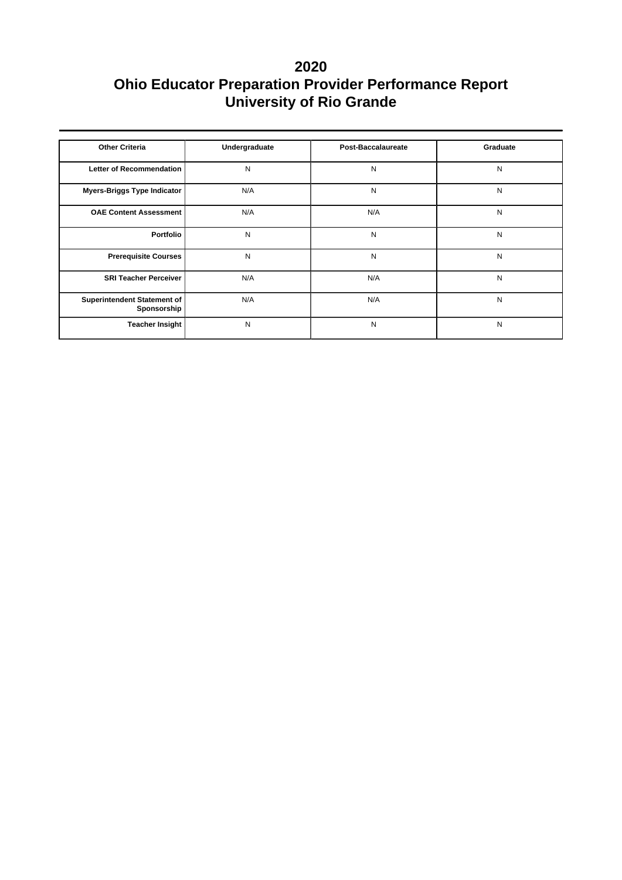# 2020
# Ohio Educator Preparation Provider Performance Report
# University of Rio Grande

| Other Criteria | Undergraduate | Post-Baccalaureate | Graduate |
|---|---|---|---|
| Letter of Recommendation | N | N | N |
| Myers-Briggs Type Indicator | N/A | N | N |
| OAE Content Assessment | N/A | N/A | N |
| Portfolio | N | N | N |
| Prerequisite Courses | N | N | N |
| SRI Teacher Perceiver | N/A | N/A | N |
| Superintendent Statement of Sponsorship | N/A | N/A | N |
| Teacher Insight | N | N | N |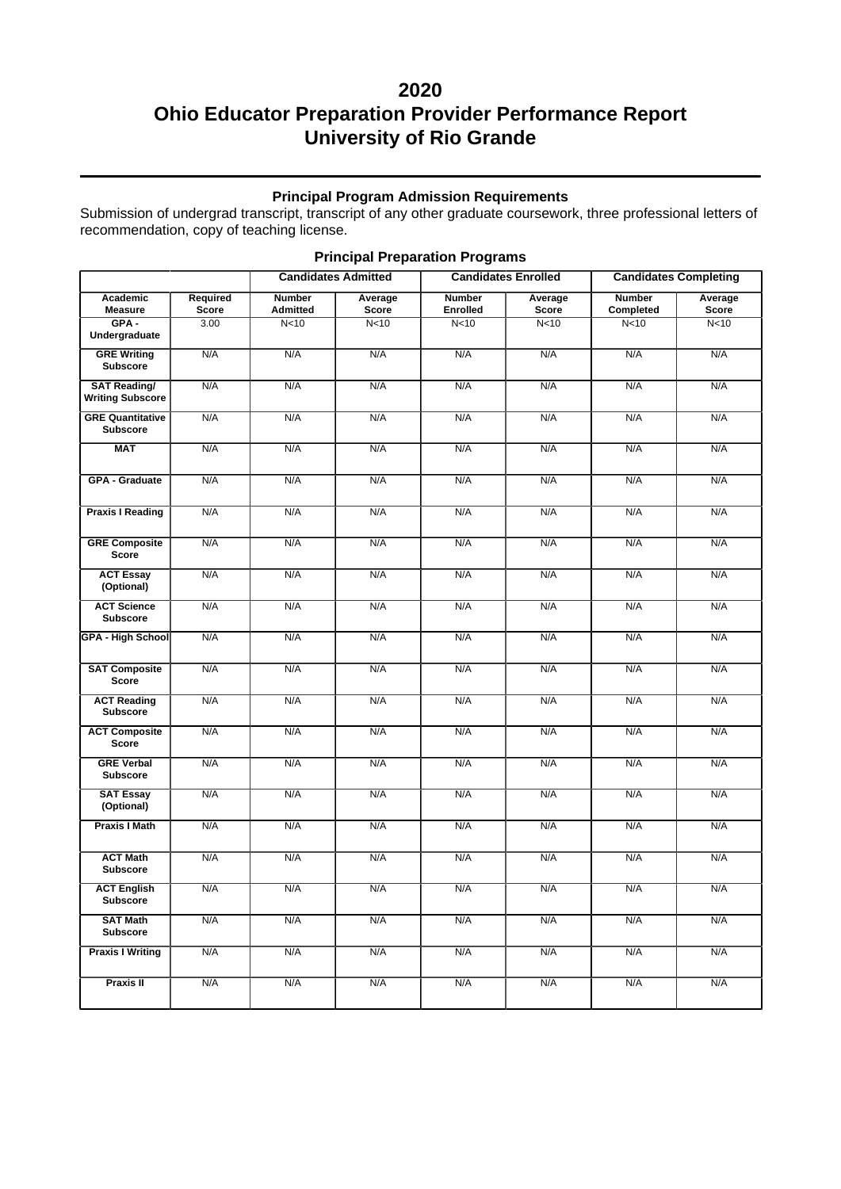# 2020
# Ohio Educator Preparation Provider Performance Report
# University of Rio Grande

### Principal Program Admission Requirements

Submission of undergrad transcript, transcript of any other graduate coursework, three professional letters of recommendation, copy of teaching license.

### Principal Preparation Programs

| | | Candidates Admitted | | Candidates Enrolled | | Candidates Completing | |
|---|---|---|---|---|---|---|---|
| **Academic Measure** | **Required Score** | **Number Admitted** | **Average Score** | **Number Enrolled** | **Average Score** | **Number Completed** | **Average Score** |
| **GPA - Undergraduate** | 3.00 | N<10 | N<10 | N<10 | N<10 | N<10 | N<10 |
| **GRE Writing Subscore** | N/A | N/A | N/A | N/A | N/A | N/A | N/A |
| **SAT Reading/ Writing Subscore** | N/A | N/A | N/A | N/A | N/A | N/A | N/A |
| **GRE Quantitative Subscore** | N/A | N/A | N/A | N/A | N/A | N/A | N/A |
| **MAT** | N/A | N/A | N/A | N/A | N/A | N/A | N/A |
| **GPA - Graduate** | N/A | N/A | N/A | N/A | N/A | N/A | N/A |
| **Praxis I Reading** | N/A | N/A | N/A | N/A | N/A | N/A | N/A |
| **GRE Composite Score** | N/A | N/A | N/A | N/A | N/A | N/A | N/A |
| **ACT Essay (Optional)** | N/A | N/A | N/A | N/A | N/A | N/A | N/A |
| **ACT Science Subscore** | N/A | N/A | N/A | N/A | N/A | N/A | N/A |
| **GPA - High School** | N/A | N/A | N/A | N/A | N/A | N/A | N/A |
| **SAT Composite Score** | N/A | N/A | N/A | N/A | N/A | N/A | N/A |
| **ACT Reading Subscore** | N/A | N/A | N/A | N/A | N/A | N/A | N/A |
| **ACT Composite Score** | N/A | N/A | N/A | N/A | N/A | N/A | N/A |
| **GRE Verbal Subscore** | N/A | N/A | N/A | N/A | N/A | N/A | N/A |
| **SAT Essay (Optional)** | N/A | N/A | N/A | N/A | N/A | N/A | N/A |
| **Praxis I Math** | N/A | N/A | N/A | N/A | N/A | N/A | N/A |
| **ACT Math Subscore** | N/A | N/A | N/A | N/A | N/A | N/A | N/A |
| **ACT English Subscore** | N/A | N/A | N/A | N/A | N/A | N/A | N/A |
| **SAT Math Subscore** | N/A | N/A | N/A | N/A | N/A | N/A | N/A |
| **Praxis I Writing** | N/A | N/A | N/A | N/A | N/A | N/A | N/A |
| **Praxis II** | N/A | N/A | N/A | N/A | N/A | N/A | N/A |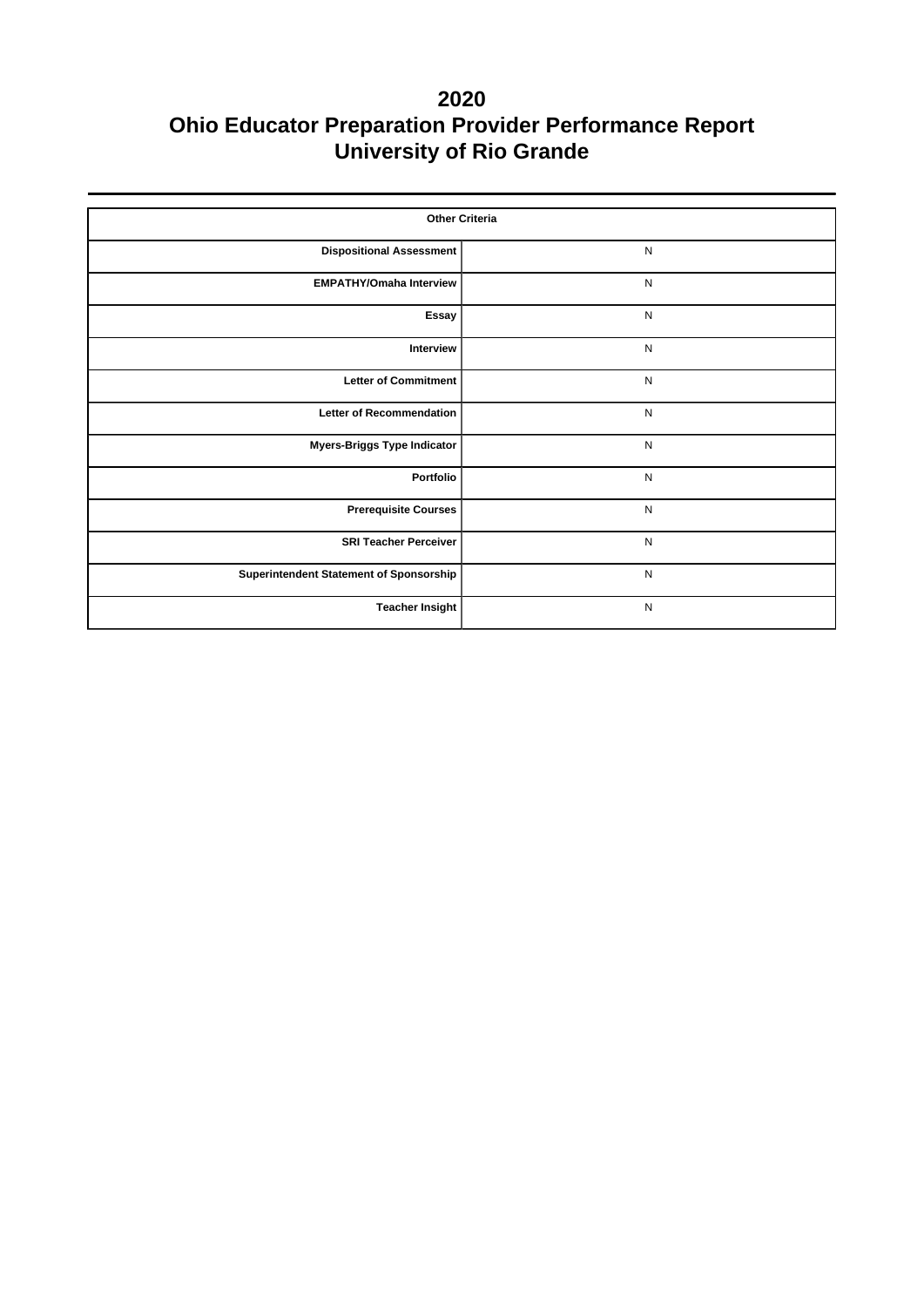# 2020
# Ohio Educator Preparation Provider Performance Report
# University of Rio Grande

| Other Criteria | |
|---|---|
| Dispositional Assessment | N |
| EMPATHY/Omaha Interview | N |
| Essay | N |
| Interview | N |
| Letter of Commitment | N |
| Letter of Recommendation | N |
| Myers-Briggs Type Indicator | N |
| Portfolio | N |
| Prerequisite Courses | N |
| SRI Teacher Perceiver | N |
| Superintendent Statement of Sponsorship | N |
| Teacher Insight | N |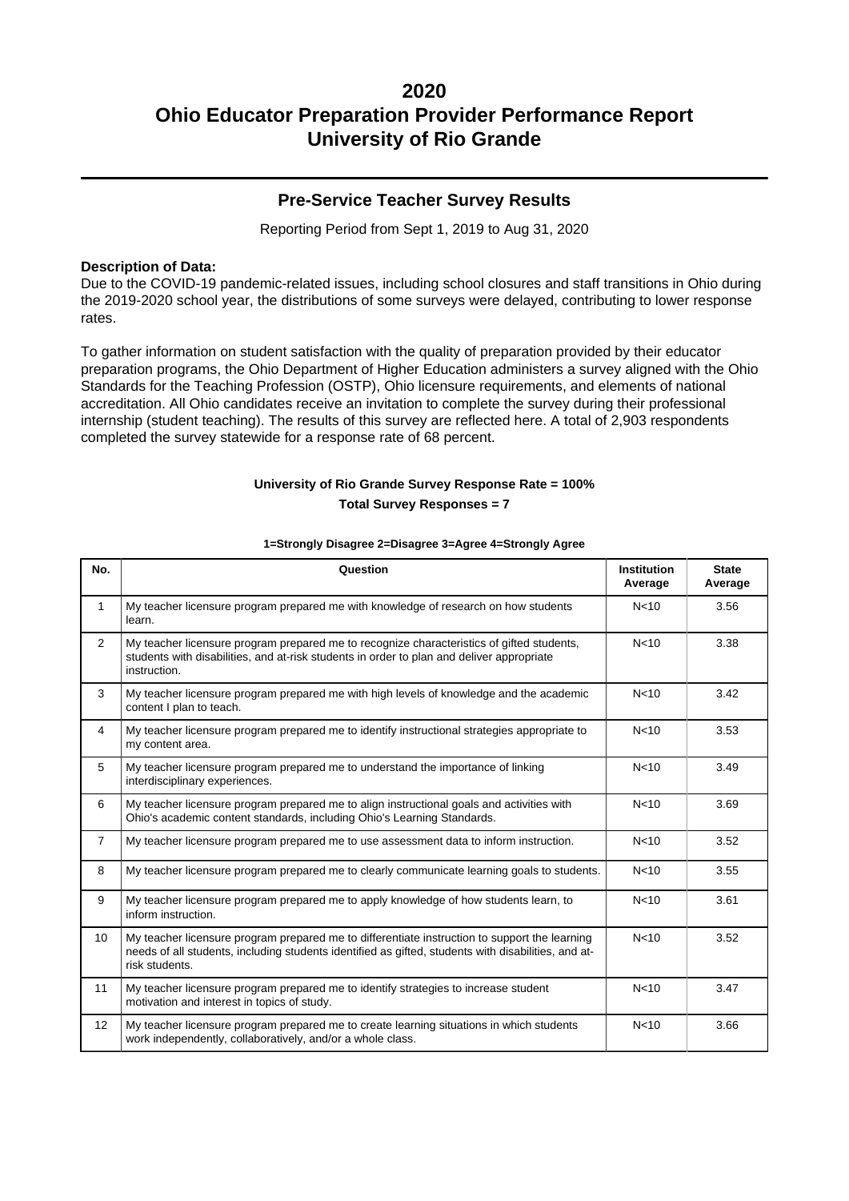# 2020
# Ohio Educator Preparation Provider Performance Report
# University of Rio Grande

## Pre-Service Teacher Survey Results

Reporting Period from Sept 1, 2019 to Aug 31, 2020

**Description of Data:**

Due to the COVID-19 pandemic-related issues, including school closures and staff transitions in Ohio during the 2019-2020 school year, the distributions of some surveys were delayed, contributing to lower response rates.

To gather information on student satisfaction with the quality of preparation provided by their educator preparation programs, the Ohio Department of Higher Education administers a survey aligned with the Ohio Standards for the Teaching Profession (OSTP), Ohio licensure requirements, and elements of national accreditation. All Ohio candidates receive an invitation to complete the survey during their professional internship (student teaching). The results of this survey are reflected here. A total of 2,903 respondents completed the survey statewide for a response rate of 68 percent.

**University of Rio Grande Survey Response Rate = 100%**

**Total Survey Responses = 7**

**1=Strongly Disagree 2=Disagree 3=Agree 4=Strongly Agree**

| No. | Question | Institution Average | State Average |
|---|---|---|---|
| 1 | My teacher licensure program prepared me with knowledge of research on how students learn. | N<10 | 3.56 |
| 2 | My teacher licensure program prepared me to recognize characteristics of gifted students, students with disabilities, and at-risk students in order to plan and deliver appropriate instruction. | N<10 | 3.38 |
| 3 | My teacher licensure program prepared me with high levels of knowledge and the academic content I plan to teach. | N<10 | 3.42 |
| 4 | My teacher licensure program prepared me to identify instructional strategies appropriate to my content area. | N<10 | 3.53 |
| 5 | My teacher licensure program prepared me to understand the importance of linking interdisciplinary experiences. | N<10 | 3.49 |
| 6 | My teacher licensure program prepared me to align instructional goals and activities with Ohio's academic content standards, including Ohio's Learning Standards. | N<10 | 3.69 |
| 7 | My teacher licensure program prepared me to use assessment data to inform instruction. | N<10 | 3.52 |
| 8 | My teacher licensure program prepared me to clearly communicate learning goals to students. | N<10 | 3.55 |
| 9 | My teacher licensure program prepared me to apply knowledge of how students learn, to inform instruction. | N<10 | 3.61 |
| 10 | My teacher licensure program prepared me to differentiate instruction to support the learning needs of all students, including students identified as gifted, students with disabilities, and at-risk students. | N<10 | 3.52 |
| 11 | My teacher licensure program prepared me to identify strategies to increase student motivation and interest in topics of study. | N<10 | 3.47 |
| 12 | My teacher licensure program prepared me to create learning situations in which students work independently, collaboratively, and/or a whole class. | N<10 | 3.66 |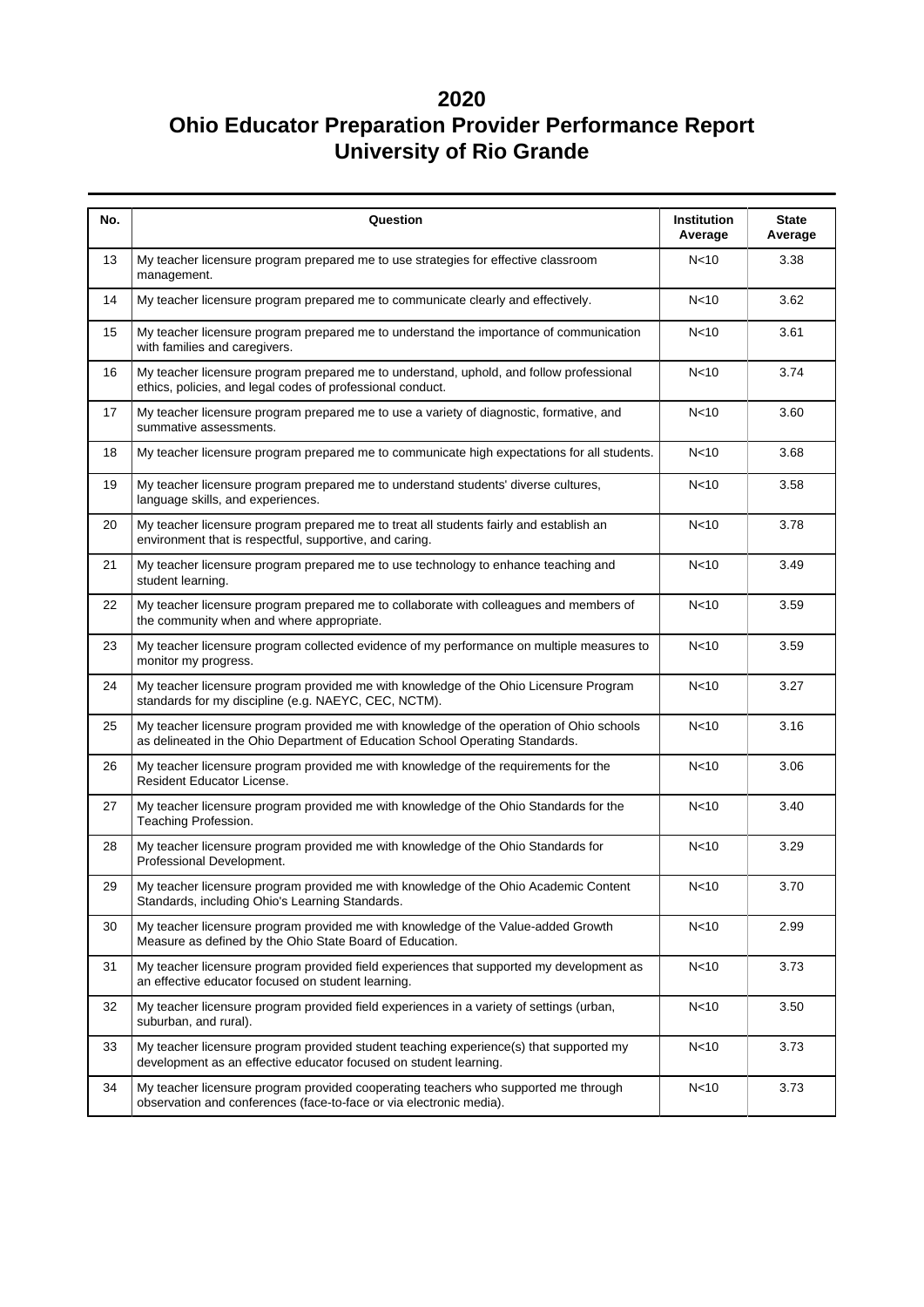# 2020
# Ohio Educator Preparation Provider Performance Report
# University of Rio Grande

| No. | Question | Institution Average | State Average |
|---|---|---|---|
| 13 | My teacher licensure program prepared me to use strategies for effective classroom management. | N<10 | 3.38 |
| 14 | My teacher licensure program prepared me to communicate clearly and effectively. | N<10 | 3.62 |
| 15 | My teacher licensure program prepared me to understand the importance of communication with families and caregivers. | N<10 | 3.61 |
| 16 | My teacher licensure program prepared me to understand, uphold, and follow professional ethics, policies, and legal codes of professional conduct. | N<10 | 3.74 |
| 17 | My teacher licensure program prepared me to use a variety of diagnostic, formative, and summative assessments. | N<10 | 3.60 |
| 18 | My teacher licensure program prepared me to communicate high expectations for all students. | N<10 | 3.68 |
| 19 | My teacher licensure program prepared me to understand students' diverse cultures, language skills, and experiences. | N<10 | 3.58 |
| 20 | My teacher licensure program prepared me to treat all students fairly and establish an environment that is respectful, supportive, and caring. | N<10 | 3.78 |
| 21 | My teacher licensure program prepared me to use technology to enhance teaching and student learning. | N<10 | 3.49 |
| 22 | My teacher licensure program prepared me to collaborate with colleagues and members of the community when and where appropriate. | N<10 | 3.59 |
| 23 | My teacher licensure program collected evidence of my performance on multiple measures to monitor my progress. | N<10 | 3.59 |
| 24 | My teacher licensure program provided me with knowledge of the Ohio Licensure Program standards for my discipline (e.g. NAEYC, CEC, NCTM). | N<10 | 3.27 |
| 25 | My teacher licensure program provided me with knowledge of the operation of Ohio schools as delineated in the Ohio Department of Education School Operating Standards. | N<10 | 3.16 |
| 26 | My teacher licensure program provided me with knowledge of the requirements for the Resident Educator License. | N<10 | 3.06 |
| 27 | My teacher licensure program provided me with knowledge of the Ohio Standards for the Teaching Profession. | N<10 | 3.40 |
| 28 | My teacher licensure program provided me with knowledge of the Ohio Standards for Professional Development. | N<10 | 3.29 |
| 29 | My teacher licensure program provided me with knowledge of the Ohio Academic Content Standards, including Ohio's Learning Standards. | N<10 | 3.70 |
| 30 | My teacher licensure program provided me with knowledge of the Value-added Growth Measure as defined by the Ohio State Board of Education. | N<10 | 2.99 |
| 31 | My teacher licensure program provided field experiences that supported my development as an effective educator focused on student learning. | N<10 | 3.73 |
| 32 | My teacher licensure program provided field experiences in a variety of settings (urban, suburban, and rural). | N<10 | 3.50 |
| 33 | My teacher licensure program provided student teaching experience(s) that supported my development as an effective educator focused on student learning. | N<10 | 3.73 |
| 34 | My teacher licensure program provided cooperating teachers who supported me through observation and conferences (face-to-face or via electronic media). | N<10 | 3.73 |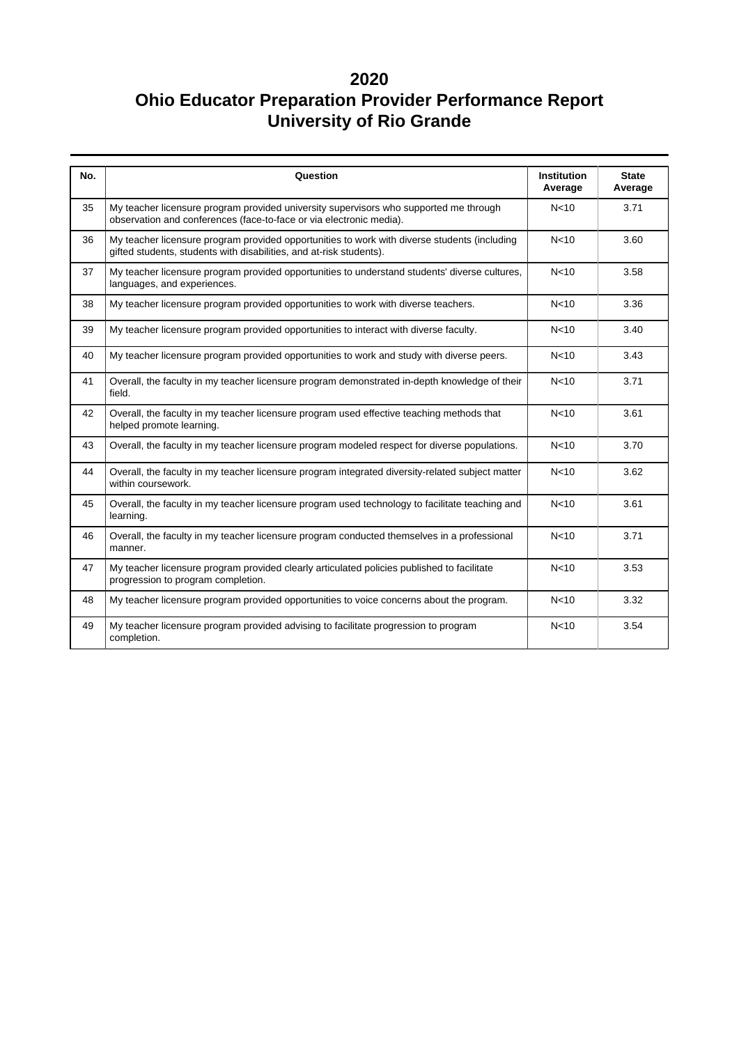# 2020
# Ohio Educator Preparation Provider Performance Report
# University of Rio Grande

| No. | Question | Institution Average | State Average |
|---|---|---|---|
| 35 | My teacher licensure program provided university supervisors who supported me through observation and conferences (face-to-face or via electronic media). | N<10 | 3.71 |
| 36 | My teacher licensure program provided opportunities to work with diverse students (including gifted students, students with disabilities, and at-risk students). | N<10 | 3.60 |
| 37 | My teacher licensure program provided opportunities to understand students' diverse cultures, languages, and experiences. | N<10 | 3.58 |
| 38 | My teacher licensure program provided opportunities to work with diverse teachers. | N<10 | 3.36 |
| 39 | My teacher licensure program provided opportunities to interact with diverse faculty. | N<10 | 3.40 |
| 40 | My teacher licensure program provided opportunities to work and study with diverse peers. | N<10 | 3.43 |
| 41 | Overall, the faculty in my teacher licensure program demonstrated in-depth knowledge of their field. | N<10 | 3.71 |
| 42 | Overall, the faculty in my teacher licensure program used effective teaching methods that helped promote learning. | N<10 | 3.61 |
| 43 | Overall, the faculty in my teacher licensure program modeled respect for diverse populations. | N<10 | 3.70 |
| 44 | Overall, the faculty in my teacher licensure program integrated diversity-related subject matter within coursework. | N<10 | 3.62 |
| 45 | Overall, the faculty in my teacher licensure program used technology to facilitate teaching and learning. | N<10 | 3.61 |
| 46 | Overall, the faculty in my teacher licensure program conducted themselves in a professional manner. | N<10 | 3.71 |
| 47 | My teacher licensure program provided clearly articulated policies published to facilitate progression to program completion. | N<10 | 3.53 |
| 48 | My teacher licensure program provided opportunities to voice concerns about the program. | N<10 | 3.32 |
| 49 | My teacher licensure program provided advising to facilitate progression to program completion. | N<10 | 3.54 |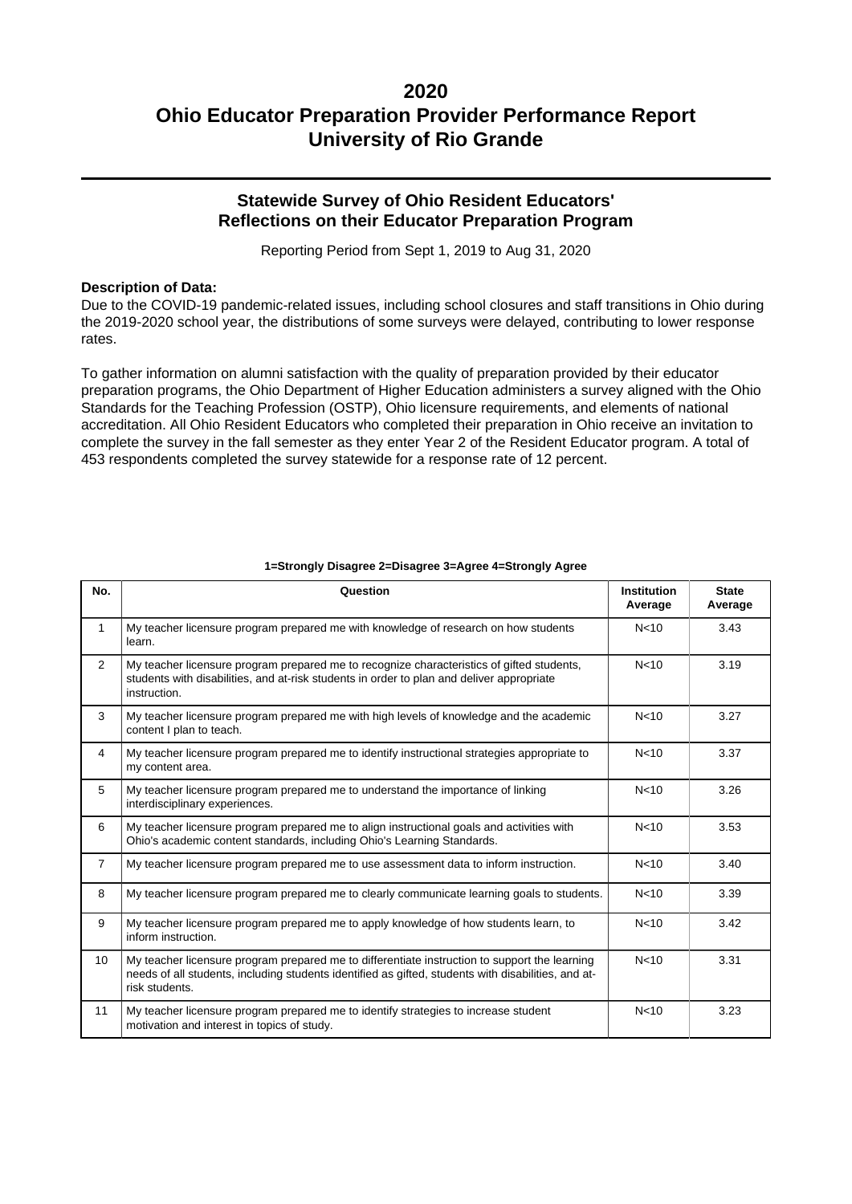# 2020
# Ohio Educator Preparation Provider Performance Report
# University of Rio Grande

## Statewide Survey of Ohio Resident Educators' Reflections on their Educator Preparation Program

Reporting Period from Sept 1, 2019 to Aug 31, 2020

**Description of Data:**
Due to the COVID-19 pandemic-related issues, including school closures and staff transitions in Ohio during the 2019-2020 school year, the distributions of some surveys were delayed, contributing to lower response rates.

To gather information on alumni satisfaction with the quality of preparation provided by their educator preparation programs, the Ohio Department of Higher Education administers a survey aligned with the Ohio Standards for the Teaching Profession (OSTP), Ohio licensure requirements, and elements of national accreditation. All Ohio Resident Educators who completed their preparation in Ohio receive an invitation to complete the survey in the fall semester as they enter Year 2 of the Resident Educator program. A total of 453 respondents completed the survey statewide for a response rate of 12 percent.

**1=Strongly Disagree 2=Disagree 3=Agree 4=Strongly Agree**

| No. | Question | Institution Average | State Average |
|---|---|---|---|
| 1 | My teacher licensure program prepared me with knowledge of research on how students learn. | N<10 | 3.43 |
| 2 | My teacher licensure program prepared me to recognize characteristics of gifted students, students with disabilities, and at-risk students in order to plan and deliver appropriate instruction. | N<10 | 3.19 |
| 3 | My teacher licensure program prepared me with high levels of knowledge and the academic content I plan to teach. | N<10 | 3.27 |
| 4 | My teacher licensure program prepared me to identify instructional strategies appropriate to my content area. | N<10 | 3.37 |
| 5 | My teacher licensure program prepared me to understand the importance of linking interdisciplinary experiences. | N<10 | 3.26 |
| 6 | My teacher licensure program prepared me to align instructional goals and activities with Ohio's academic content standards, including Ohio's Learning Standards. | N<10 | 3.53 |
| 7 | My teacher licensure program prepared me to use assessment data to inform instruction. | N<10 | 3.40 |
| 8 | My teacher licensure program prepared me to clearly communicate learning goals to students. | N<10 | 3.39 |
| 9 | My teacher licensure program prepared me to apply knowledge of how students learn, to inform instruction. | N<10 | 3.42 |
| 10 | My teacher licensure program prepared me to differentiate instruction to support the learning needs of all students, including students identified as gifted, students with disabilities, and at-risk students. | N<10 | 3.31 |
| 11 | My teacher licensure program prepared me to identify strategies to increase student motivation and interest in topics of study. | N<10 | 3.23 |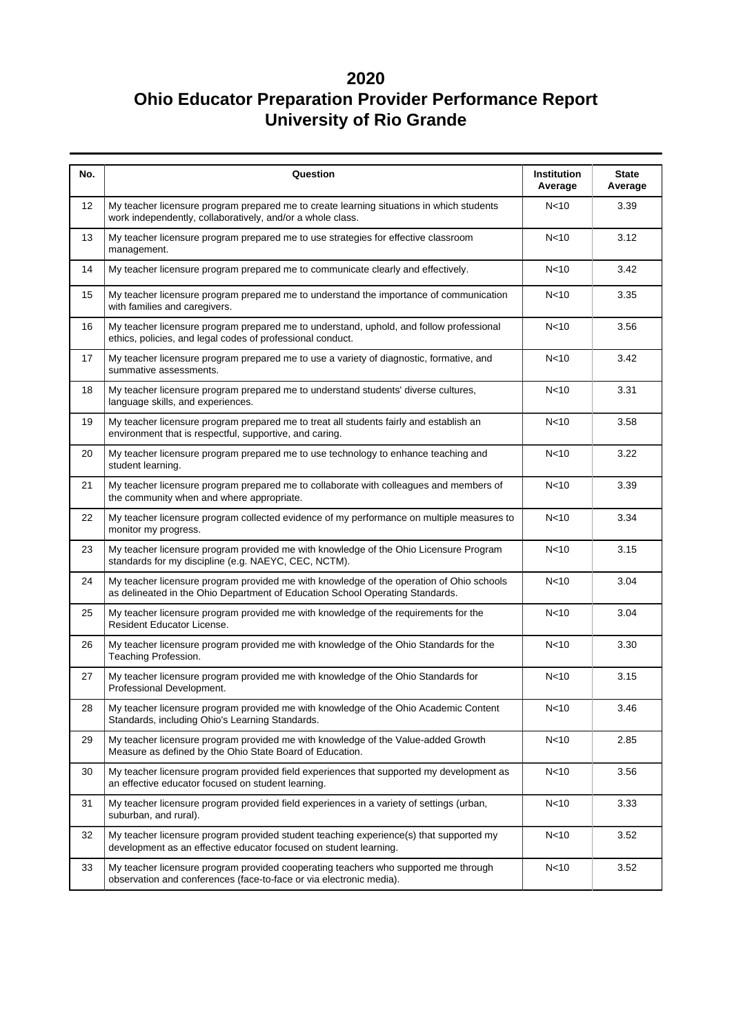# 2020
# Ohio Educator Preparation Provider Performance Report
# University of Rio Grande

| No. | Question | Institution Average | State Average |
|---|---|---|---|
| 12 | My teacher licensure program prepared me to create learning situations in which students work independently, collaboratively, and/or a whole class. | N<10 | 3.39 |
| 13 | My teacher licensure program prepared me to use strategies for effective classroom management. | N<10 | 3.12 |
| 14 | My teacher licensure program prepared me to communicate clearly and effectively. | N<10 | 3.42 |
| 15 | My teacher licensure program prepared me to understand the importance of communication with families and caregivers. | N<10 | 3.35 |
| 16 | My teacher licensure program prepared me to understand, uphold, and follow professional ethics, policies, and legal codes of professional conduct. | N<10 | 3.56 |
| 17 | My teacher licensure program prepared me to use a variety of diagnostic, formative, and summative assessments. | N<10 | 3.42 |
| 18 | My teacher licensure program prepared me to understand students' diverse cultures, language skills, and experiences. | N<10 | 3.31 |
| 19 | My teacher licensure program prepared me to treat all students fairly and establish an environment that is respectful, supportive, and caring. | N<10 | 3.58 |
| 20 | My teacher licensure program prepared me to use technology to enhance teaching and student learning. | N<10 | 3.22 |
| 21 | My teacher licensure program prepared me to collaborate with colleagues and members of the community when and where appropriate. | N<10 | 3.39 |
| 22 | My teacher licensure program collected evidence of my performance on multiple measures to monitor my progress. | N<10 | 3.34 |
| 23 | My teacher licensure program provided me with knowledge of the Ohio Licensure Program standards for my discipline (e.g. NAEYC, CEC, NCTM). | N<10 | 3.15 |
| 24 | My teacher licensure program provided me with knowledge of the operation of Ohio schools as delineated in the Ohio Department of Education School Operating Standards. | N<10 | 3.04 |
| 25 | My teacher licensure program provided me with knowledge of the requirements for the Resident Educator License. | N<10 | 3.04 |
| 26 | My teacher licensure program provided me with knowledge of the Ohio Standards for the Teaching Profession. | N<10 | 3.30 |
| 27 | My teacher licensure program provided me with knowledge of the Ohio Standards for Professional Development. | N<10 | 3.15 |
| 28 | My teacher licensure program provided me with knowledge of the Ohio Academic Content Standards, including Ohio's Learning Standards. | N<10 | 3.46 |
| 29 | My teacher licensure program provided me with knowledge of the Value-added Growth Measure as defined by the Ohio State Board of Education. | N<10 | 2.85 |
| 30 | My teacher licensure program provided field experiences that supported my development as an effective educator focused on student learning. | N<10 | 3.56 |
| 31 | My teacher licensure program provided field experiences in a variety of settings (urban, suburban, and rural). | N<10 | 3.33 |
| 32 | My teacher licensure program provided student teaching experience(s) that supported my development as an effective educator focused on student learning. | N<10 | 3.52 |
| 33 | My teacher licensure program provided cooperating teachers who supported me through observation and conferences (face-to-face or via electronic media). | N<10 | 3.52 |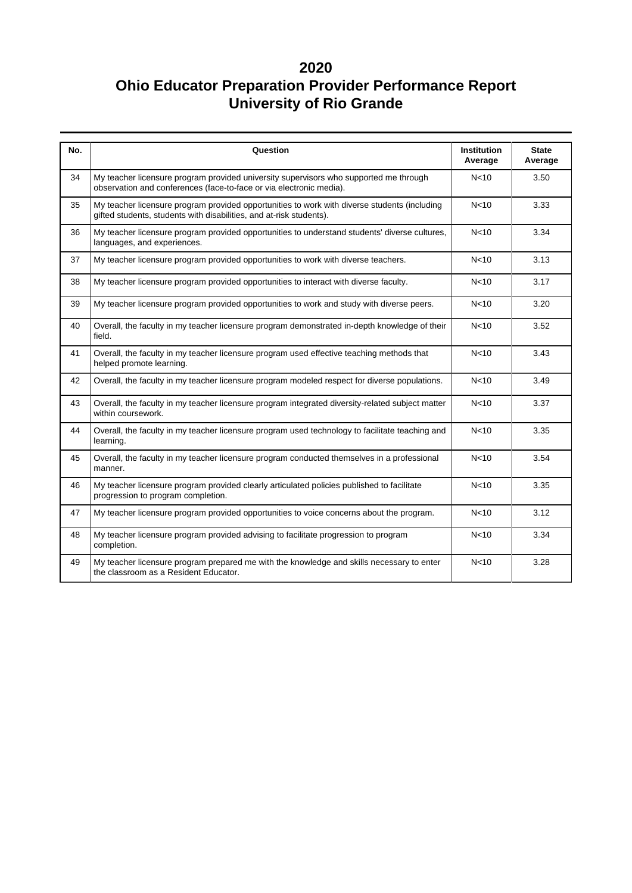# 2020
# Ohio Educator Preparation Provider Performance Report
# University of Rio Grande

| No. | Question | Institution Average | State Average |
|---|---|---|---|
| 34 | My teacher licensure program provided university supervisors who supported me through observation and conferences (face-to-face or via electronic media). | N<10 | 3.50 |
| 35 | My teacher licensure program provided opportunities to work with diverse students (including gifted students, students with disabilities, and at-risk students). | N<10 | 3.33 |
| 36 | My teacher licensure program provided opportunities to understand students' diverse cultures, languages, and experiences. | N<10 | 3.34 |
| 37 | My teacher licensure program provided opportunities to work with diverse teachers. | N<10 | 3.13 |
| 38 | My teacher licensure program provided opportunities to interact with diverse faculty. | N<10 | 3.17 |
| 39 | My teacher licensure program provided opportunities to work and study with diverse peers. | N<10 | 3.20 |
| 40 | Overall, the faculty in my teacher licensure program demonstrated in-depth knowledge of their field. | N<10 | 3.52 |
| 41 | Overall, the faculty in my teacher licensure program used effective teaching methods that helped promote learning. | N<10 | 3.43 |
| 42 | Overall, the faculty in my teacher licensure program modeled respect for diverse populations. | N<10 | 3.49 |
| 43 | Overall, the faculty in my teacher licensure program integrated diversity-related subject matter within coursework. | N<10 | 3.37 |
| 44 | Overall, the faculty in my teacher licensure program used technology to facilitate teaching and learning. | N<10 | 3.35 |
| 45 | Overall, the faculty in my teacher licensure program conducted themselves in a professional manner. | N<10 | 3.54 |
| 46 | My teacher licensure program provided clearly articulated policies published to facilitate progression to program completion. | N<10 | 3.35 |
| 47 | My teacher licensure program provided opportunities to voice concerns about the program. | N<10 | 3.12 |
| 48 | My teacher licensure program provided advising to facilitate progression to program completion. | N<10 | 3.34 |
| 49 | My teacher licensure program prepared me with the knowledge and skills necessary to enter the classroom as a Resident Educator. | N<10 | 3.28 |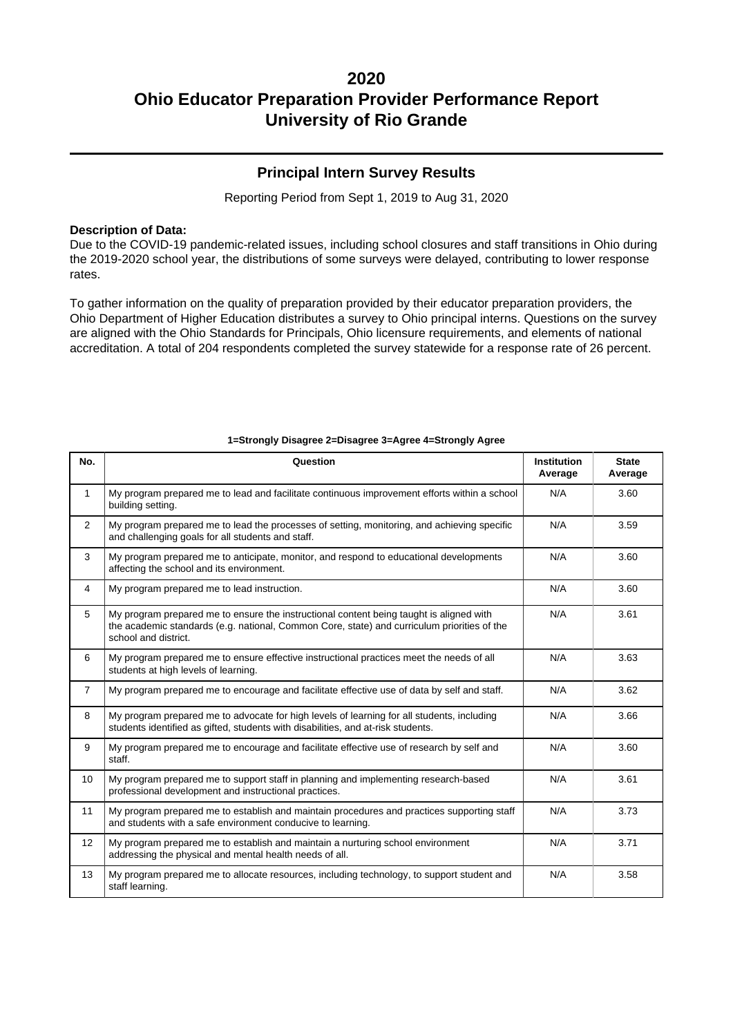# 2020
# Ohio Educator Preparation Provider Performance Report
# University of Rio Grande

## Principal Intern Survey Results

Reporting Period from Sept 1, 2019 to Aug 31, 2020

**Description of Data:**
Due to the COVID-19 pandemic-related issues, including school closures and staff transitions in Ohio during the 2019-2020 school year, the distributions of some surveys were delayed, contributing to lower response rates.

To gather information on the quality of preparation provided by their educator preparation providers, the Ohio Department of Higher Education distributes a survey to Ohio principal interns. Questions on the survey are aligned with the Ohio Standards for Principals, Ohio licensure requirements, and elements of national accreditation. A total of 204 respondents completed the survey statewide for a response rate of 26 percent.

**1=Strongly Disagree 2=Disagree 3=Agree 4=Strongly Agree**

| No. | Question | Institution Average | State Average |
|---|---|---|---|
| 1 | My program prepared me to lead and facilitate continuous improvement efforts within a school building setting. | N/A | 3.60 |
| 2 | My program prepared me to lead the processes of setting, monitoring, and achieving specific and challenging goals for all students and staff. | N/A | 3.59 |
| 3 | My program prepared me to anticipate, monitor, and respond to educational developments affecting the school and its environment. | N/A | 3.60 |
| 4 | My program prepared me to lead instruction. | N/A | 3.60 |
| 5 | My program prepared me to ensure the instructional content being taught is aligned with the academic standards (e.g. national, Common Core, state) and curriculum priorities of the school and district. | N/A | 3.61 |
| 6 | My program prepared me to ensure effective instructional practices meet the needs of all students at high levels of learning. | N/A | 3.63 |
| 7 | My program prepared me to encourage and facilitate effective use of data by self and staff. | N/A | 3.62 |
| 8 | My program prepared me to advocate for high levels of learning for all students, including students identified as gifted, students with disabilities, and at-risk students. | N/A | 3.66 |
| 9 | My program prepared me to encourage and facilitate effective use of research by self and staff. | N/A | 3.60 |
| 10 | My program prepared me to support staff in planning and implementing research-based professional development and instructional practices. | N/A | 3.61 |
| 11 | My program prepared me to establish and maintain procedures and practices supporting staff and students with a safe environment conducive to learning. | N/A | 3.73 |
| 12 | My program prepared me to establish and maintain a nurturing school environment addressing the physical and mental health needs of all. | N/A | 3.71 |
| 13 | My program prepared me to allocate resources, including technology, to support student and staff learning. | N/A | 3.58 |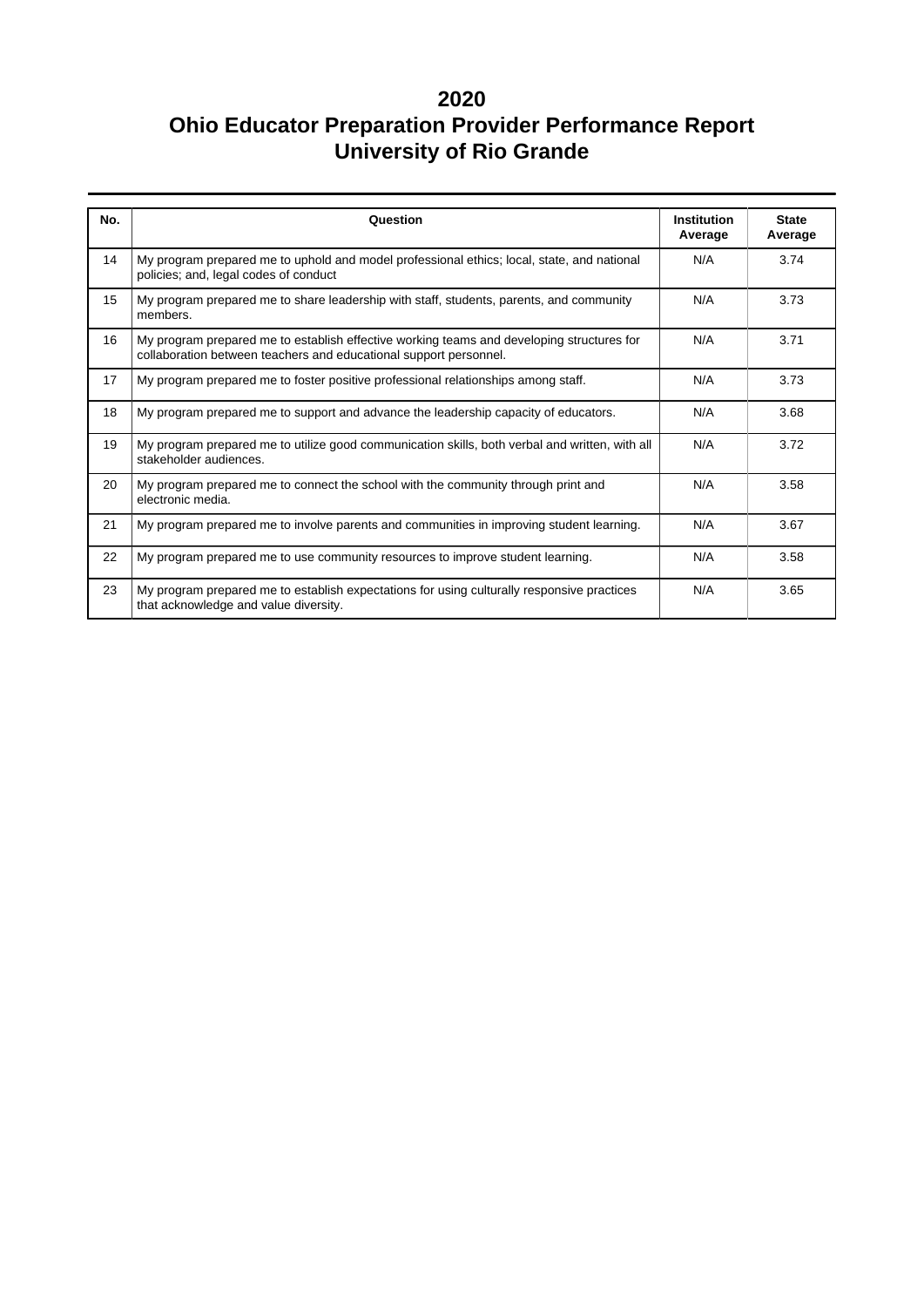# 2020
# Ohio Educator Preparation Provider Performance Report
# University of Rio Grande

| No. | Question | Institution Average | State Average |
|---|---|---|---|
| 14 | My program prepared me to uphold and model professional ethics; local, state, and national policies; and, legal codes of conduct | N/A | 3.74 |
| 15 | My program prepared me to share leadership with staff, students, parents, and community members. | N/A | 3.73 |
| 16 | My program prepared me to establish effective working teams and developing structures for collaboration between teachers and educational support personnel. | N/A | 3.71 |
| 17 | My program prepared me to foster positive professional relationships among staff. | N/A | 3.73 |
| 18 | My program prepared me to support and advance the leadership capacity of educators. | N/A | 3.68 |
| 19 | My program prepared me to utilize good communication skills, both verbal and written, with all stakeholder audiences. | N/A | 3.72 |
| 20 | My program prepared me to connect the school with the community through print and electronic media. | N/A | 3.58 |
| 21 | My program prepared me to involve parents and communities in improving student learning. | N/A | 3.67 |
| 22 | My program prepared me to use community resources to improve student learning. | N/A | 3.58 |
| 23 | My program prepared me to establish expectations for using culturally responsive practices that acknowledge and value diversity. | N/A | 3.65 |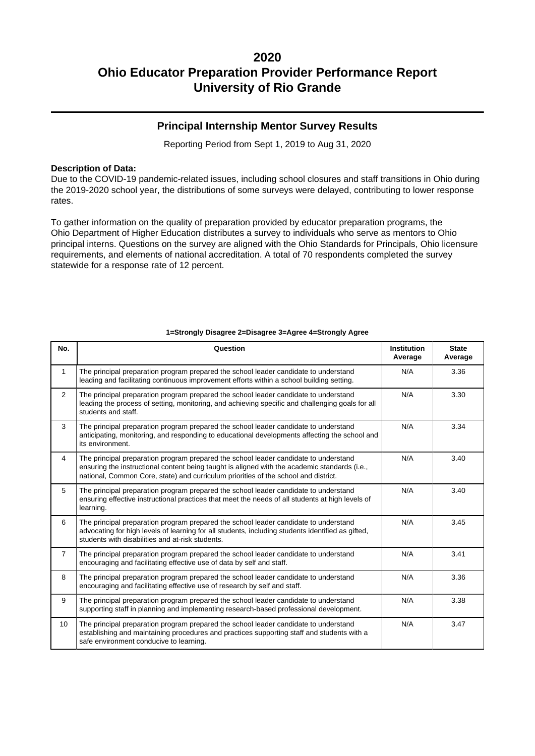# 2020
# Ohio Educator Preparation Provider Performance Report
# University of Rio Grande

## Principal Internship Mentor Survey Results

Reporting Period from Sept 1, 2019 to Aug 31, 2020

**Description of Data:**
Due to the COVID-19 pandemic-related issues, including school closures and staff transitions in Ohio during the 2019-2020 school year, the distributions of some surveys were delayed, contributing to lower response rates.

To gather information on the quality of preparation provided by educator preparation programs, the Ohio Department of Higher Education distributes a survey to individuals who serve as mentors to Ohio principal interns. Questions on the survey are aligned with the Ohio Standards for Principals, Ohio licensure requirements, and elements of national accreditation. A total of 70 respondents completed the survey statewide for a response rate of 12 percent.

**1=Strongly Disagree 2=Disagree 3=Agree 4=Strongly Agree**

| No. | Question | Institution Average | State Average |
|---|---|---|---|
| 1 | The principal preparation program prepared the school leader candidate to understand leading and facilitating continuous improvement efforts within a school building setting. | N/A | 3.36 |
| 2 | The principal preparation program prepared the school leader candidate to understand leading the process of setting, monitoring, and achieving specific and challenging goals for all students and staff. | N/A | 3.30 |
| 3 | The principal preparation program prepared the school leader candidate to understand anticipating, monitoring, and responding to educational developments affecting the school and its environment. | N/A | 3.34 |
| 4 | The principal preparation program prepared the school leader candidate to understand ensuring the instructional content being taught is aligned with the academic standards (i.e., national, Common Core, state) and curriculum priorities of the school and district. | N/A | 3.40 |
| 5 | The principal preparation program prepared the school leader candidate to understand ensuring effective instructional practices that meet the needs of all students at high levels of learning. | N/A | 3.40 |
| 6 | The principal preparation program prepared the school leader candidate to understand advocating for high levels of learning for all students, including students identified as gifted, students with disabilities and at-risk students. | N/A | 3.45 |
| 7 | The principal preparation program prepared the school leader candidate to understand encouraging and facilitating effective use of data by self and staff. | N/A | 3.41 |
| 8 | The principal preparation program prepared the school leader candidate to understand encouraging and facilitating effective use of research by self and staff. | N/A | 3.36 |
| 9 | The principal preparation program prepared the school leader candidate to understand supporting staff in planning and implementing research-based professional development. | N/A | 3.38 |
| 10 | The principal preparation program prepared the school leader candidate to understand establishing and maintaining procedures and practices supporting staff and students with a safe environment conducive to learning. | N/A | 3.47 |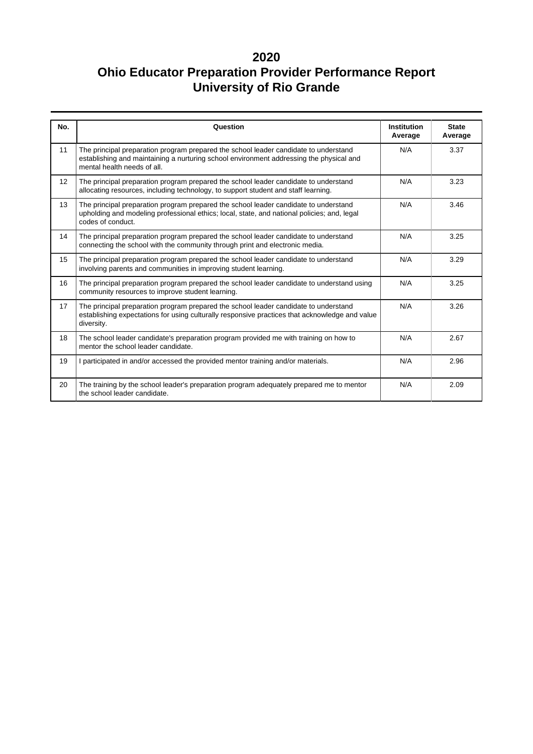# 2020
# Ohio Educator Preparation Provider Performance Report
# University of Rio Grande

| No. | Question | Institution Average | State Average |
|---|---|---|---|
| 11 | The principal preparation program prepared the school leader candidate to understand establishing and maintaining a nurturing school environment addressing the physical and mental health needs of all. | N/A | 3.37 |
| 12 | The principal preparation program prepared the school leader candidate to understand allocating resources, including technology, to support student and staff learning. | N/A | 3.23 |
| 13 | The principal preparation program prepared the school leader candidate to understand upholding and modeling professional ethics; local, state, and national policies; and, legal codes of conduct. | N/A | 3.46 |
| 14 | The principal preparation program prepared the school leader candidate to understand connecting the school with the community through print and electronic media. | N/A | 3.25 |
| 15 | The principal preparation program prepared the school leader candidate to understand involving parents and communities in improving student learning. | N/A | 3.29 |
| 16 | The principal preparation program prepared the school leader candidate to understand using community resources to improve student learning. | N/A | 3.25 |
| 17 | The principal preparation program prepared the school leader candidate to understand establishing expectations for using culturally responsive practices that acknowledge and value diversity. | N/A | 3.26 |
| 18 | The school leader candidate's preparation program provided me with training on how to mentor the school leader candidate. | N/A | 2.67 |
| 19 | I participated in and/or accessed the provided mentor training and/or materials. | N/A | 2.96 |
| 20 | The training by the school leader's preparation program adequately prepared me to mentor the school leader candidate. | N/A | 2.09 |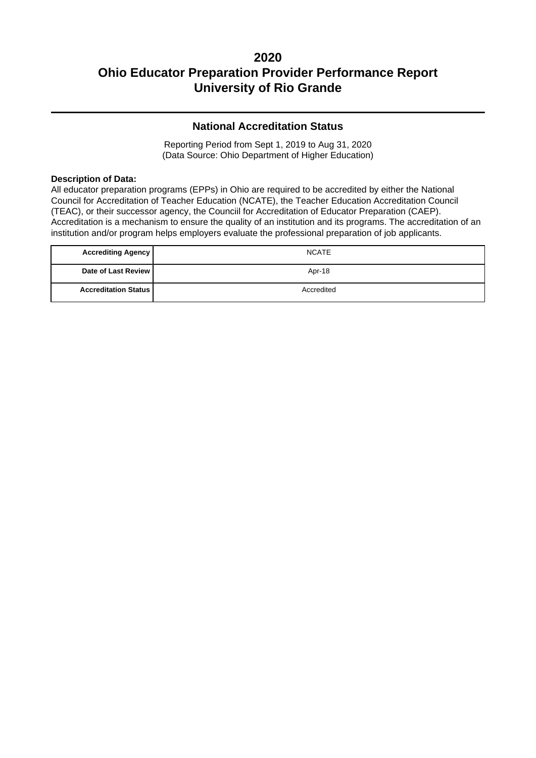# 2020
# Ohio Educator Preparation Provider Performance Report
# University of Rio Grande

## National Accreditation Status

Reporting Period from Sept 1, 2019 to Aug 31, 2020
(Data Source: Ohio Department of Higher Education)

**Description of Data:**
All educator preparation programs (EPPs) in Ohio are required to be accredited by either the National Council for Accreditation of Teacher Education (NCATE), the Teacher Education Accreditation Council (TEAC), or their successor agency, the Counciil for Accreditation of Educator Preparation (CAEP). Accreditation is a mechanism to ensure the quality of an institution and its programs. The accreditation of an institution and/or program helps employers evaluate the professional preparation of job applicants.

| | |
|---|---|
| **Accrediting Agency** | NCATE |
| **Date of Last Review** | Apr-18 |
| **Accreditation Status** | Accredited |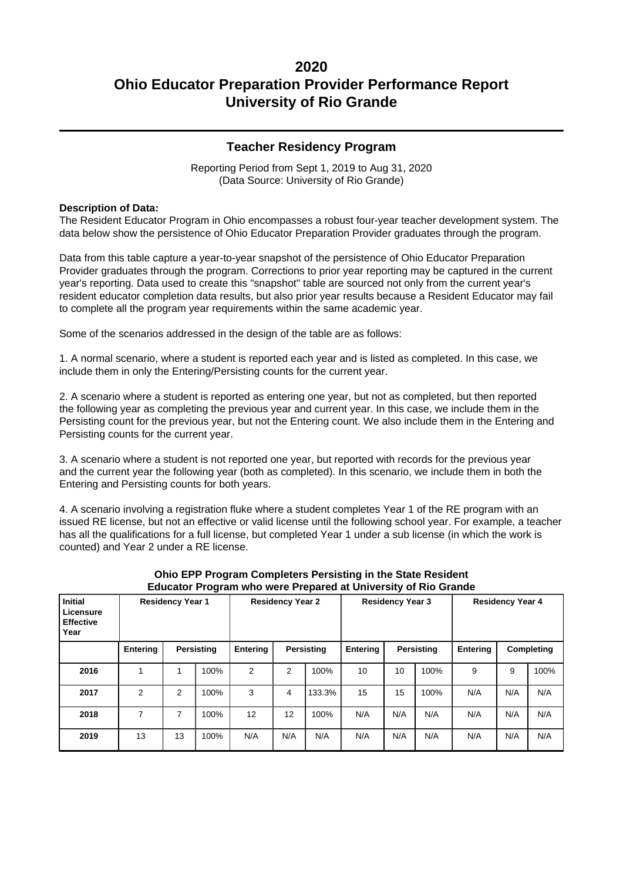# 2020
# Ohio Educator Preparation Provider Performance Report
# University of Rio Grande

## Teacher Residency Program

Reporting Period from Sept 1, 2019 to Aug 31, 2020
(Data Source: University of Rio Grande)

**Description of Data:**
The Resident Educator Program in Ohio encompasses a robust four-year teacher development system. The data below show the persistence of Ohio Educator Preparation Provider graduates through the program.

Data from this table capture a year-to-year snapshot of the persistence of Ohio Educator Preparation Provider graduates through the program. Corrections to prior year reporting may be captured in the current year's reporting. Data used to create this "snapshot" table are sourced not only from the current year's resident educator completion data results, but also prior year results because a Resident Educator may fail to complete all the program year requirements within the same academic year.

Some of the scenarios addressed in the design of the table are as follows:

1. A normal scenario, where a student is reported each year and is listed as completed. In this case, we include them in only the Entering/Persisting counts for the current year.

2. A scenario where a student is reported as entering one year, but not as completed, but then reported the following year as completing the previous year and current year. In this case, we include them in the Persisting count for the previous year, but not the Entering count. We also include them in the Entering and Persisting counts for the current year.

3. A scenario where a student is not reported one year, but reported with records for the previous year and the current year the following year (both as completed). In this scenario, we include them in both the Entering and Persisting counts for both years.

4. A scenario involving a registration fluke where a student completes Year 1 of the RE program with an issued RE license, but not an effective or valid license until the following school year. For example, a teacher has all the qualifications for a full license, but completed Year 1 under a sub license (in which the work is counted) and Year 2 under a RE license.

**Ohio EPP Program Completers Persisting in the State Resident Educator Program who were Prepared at University of Rio Grande**

| Initial Licensure Effective Year | Residency Year 1 | | | Residency Year 2 | | | Residency Year 3 | | | Residency Year 4 | | |
|---|---|---|---|---|---|---|---|---|---|---|---|---|
| | Entering | Persisting | | Entering | Persisting | | Entering | Persisting | | Entering | Completing | |
| 2016 | 1 | 1 | 100% | 2 | 2 | 100% | 10 | 10 | 100% | 9 | 9 | 100% |
| 2017 | 2 | 2 | 100% | 3 | 4 | 133.3% | 15 | 15 | 100% | N/A | N/A | N/A |
| 2018 | 7 | 7 | 100% | 12 | 12 | 100% | N/A | N/A | N/A | N/A | N/A | N/A |
| 2019 | 13 | 13 | 100% | N/A | N/A | N/A | N/A | N/A | N/A | N/A | N/A | N/A |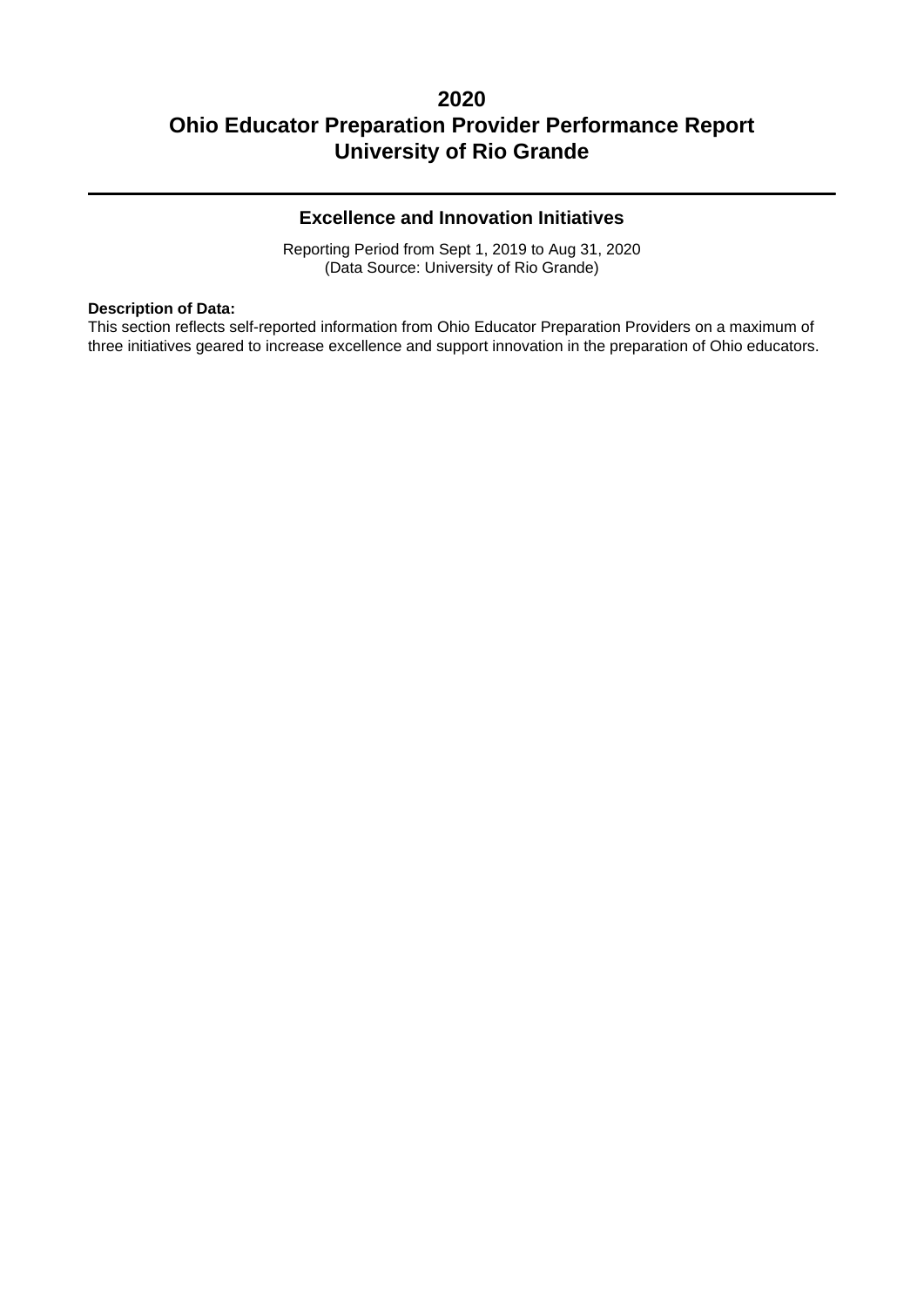# 2020
# Ohio Educator Preparation Provider Performance Report
# University of Rio Grande

---

## Excellence and Innovation Initiatives

Reporting Period from Sept 1, 2019 to Aug 31, 2020
(Data Source: University of Rio Grande)

**Description of Data:**
This section reflects self-reported information from Ohio Educator Preparation Providers on a maximum of three initiatives geared to increase excellence and support innovation in the preparation of Ohio educators.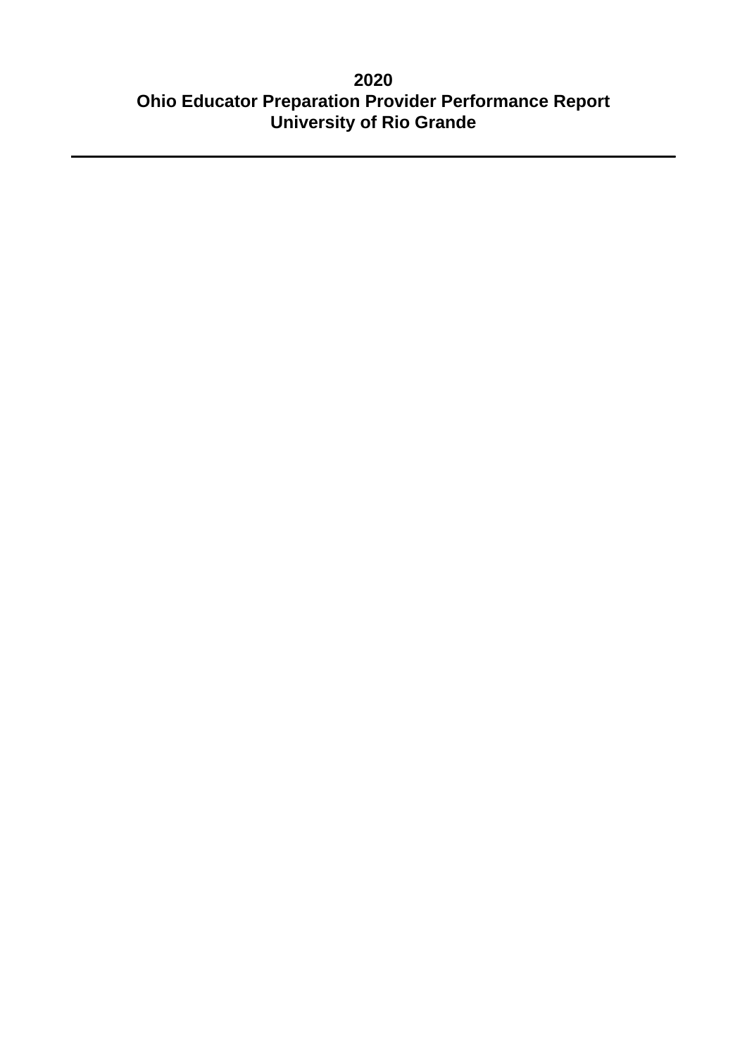# 2020
# Ohio Educator Preparation Provider Performance Report
# University of Rio Grande

---